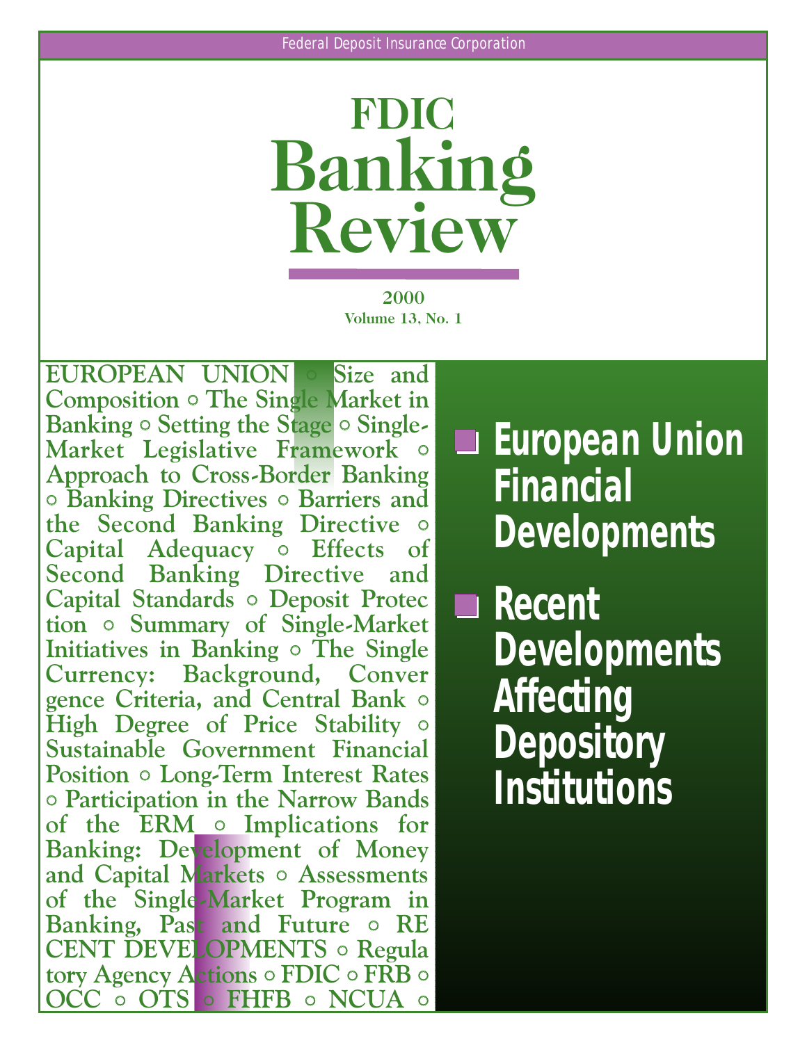Federal Deposit Insurance Corporation

# FDIC Banking Review

2000

Volume 13, No. 1

EUROPEAN UNION ◦ Size and Composition ◦ The Single Market in Banking ◦ Setting the Stage ◦ Single-Market Legislative Framework ◦ Approach to Cross-Border Banking ◦ Banking Directives ◦ Barriers and the Second Banking Directive ◦ Capital Adequacy ◦ Effects of Second Banking Directive and Capital Standards ◦ Deposit Protection ◦ Summary of Single-Market Initiatives in Banking ◦ The Single Currency: Background, Convergence Criteria, and Central Bank ◦ High Degree of Price Stability ◦ Sustainable Government Financial Position ◦ Long-Term Interest Rates ◦ Participation in the Narrow Bands of the ERM ◦ Implications for Banking: Development of Money and Capital Markets ◦ Assessments of the Single-Market Program in Banking, Past and Future ◦ RECENT DEVELOPMENTS ◦ Regulatory Agency Actions ◦ FDIC ◦ FRB ◦ OCC ◦ OTS ◦ FHFB ◦ NCUA ◦

- **European Union Financial Developments**
- **Recent Developments Affecting Depository Institutions**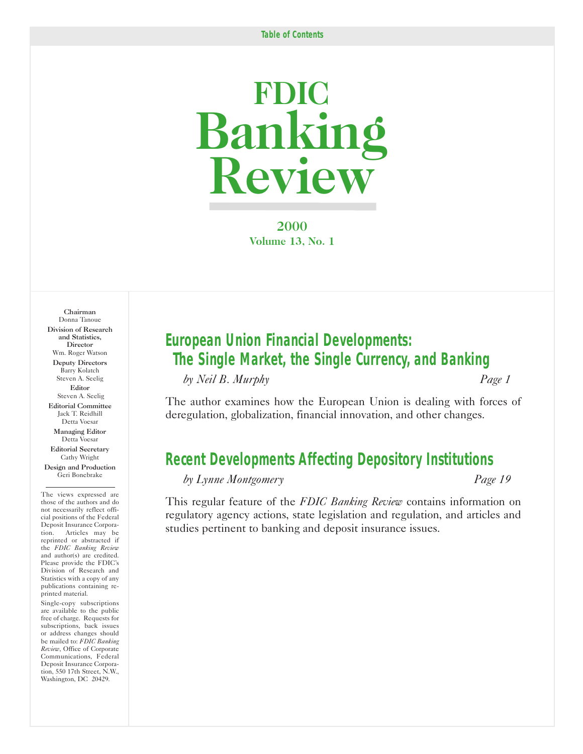Table of Contents

# FDIC Banking Review

2000
Volume 13, No. 1

**Chairman**
Donna Tanoue

**Division of Research and Statistics, Director**
Wm. Roger Watson

**Deputy Directors**
Barry Kolatch
Steven A. Seelig

**Editor**
Steven A. Seelig

**Editorial Committee**
Jack T. Reidhill
Detta Voesar

**Managing Editor**
Detta Voesar

**Editorial Secretary**
Cathy Wright

**Design and Production**
Geri Bonebrake

The views expressed are those of the authors and do not necessarily reflect official positions of the Federal Deposit Insurance Corporation. Articles may be reprinted or abstracted if the *FDIC Banking Review* and author(s) are credited. Please provide the FDIC's Division of Research and Statistics with a copy of any publications containing reprinted material.

Single-copy subscriptions are available to the public free of charge. Requests for subscriptions, back issues or address changes should be mailed to: *FDIC Banking Review*, Office of Corporate Communications, Federal Deposit Insurance Corporation, 550 17th Street, N.W., Washington, DC 20429.

## European Union Financial Developments: The Single Market, the Single Currency, and Banking

*by Neil B. Murphy* — *Page 1*

The author examines how the European Union is dealing with forces of deregulation, globalization, financial innovation, and other changes.

## Recent Developments Affecting Depository Institutions

*by Lynne Montgomery* — *Page 19*

This regular feature of the *FDIC Banking Review* contains information on regulatory agency actions, state legislation and regulation, and articles and studies pertinent to banking and deposit insurance issues.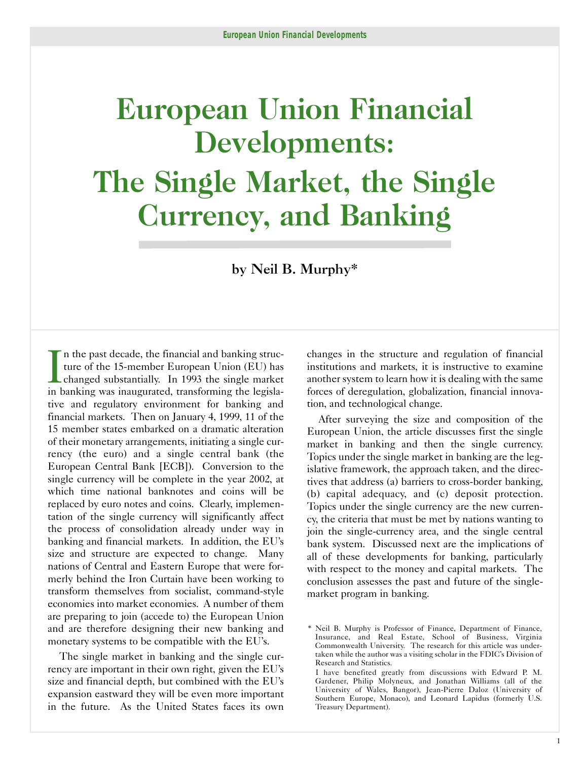# European Union Financial Developments: The Single Market, the Single Currency, and Banking

**by Neil B. Murphy***

In the past decade, the financial and banking structure of the 15-member European Union (EU) has changed substantially. In 1993 the single market in banking was inaugurated, transforming the legislative and regulatory environment for banking and financial markets. Then on January 4, 1999, 11 of the 15 member states embarked on a dramatic alteration of their monetary arrangements, initiating a single currency (the euro) and a single central bank (the European Central Bank [ECB]). Conversion to the single currency will be complete in the year 2002, at which time national banknotes and coins will be replaced by euro notes and coins. Clearly, implementation of the single currency will significantly affect the process of consolidation already under way in banking and financial markets. In addition, the EU's size and structure are expected to change. Many nations of Central and Eastern Europe that were formerly behind the Iron Curtain have been working to transform themselves from socialist, command-style economies into market economies. A number of them are preparing to join (accede to) the European Union and are therefore designing their new banking and monetary systems to be compatible with the EU's.

The single market in banking and the single currency are important in their own right, given the EU's size and financial depth, but combined with the EU's expansion eastward they will be even more important in the future. As the United States faces its own changes in the structure and regulation of financial institutions and markets, it is instructive to examine another system to learn how it is dealing with the same forces of deregulation, globalization, financial innovation, and technological change.

After surveying the size and composition of the European Union, the article discusses first the single market in banking and then the single currency. Topics under the single market in banking are the legislative framework, the approach taken, and the directives that address (a) barriers to cross-border banking, (b) capital adequacy, and (c) deposit protection. Topics under the single currency are the new currency, the criteria that must be met by nations wanting to join the single-currency area, and the single central bank system. Discussed next are the implications of all of these developments for banking, particularly with respect to the money and capital markets. The conclusion assesses the past and future of the single-market program in banking.

\* Neil B. Murphy is Professor of Finance, Department of Finance, Insurance, and Real Estate, School of Business, Virginia Commonwealth University. The research for this article was undertaken while the author was a visiting scholar in the FDIC's Division of Research and Statistics.

I have benefited greatly from discussions with Edward P. M. Gardener, Philip Molyneux, and Jonathan Williams (all of the University of Wales, Bangor), Jean-Pierre Daloz (University of Southern Europe, Monaco), and Leonard Lapidus (formerly U.S. Treasury Department).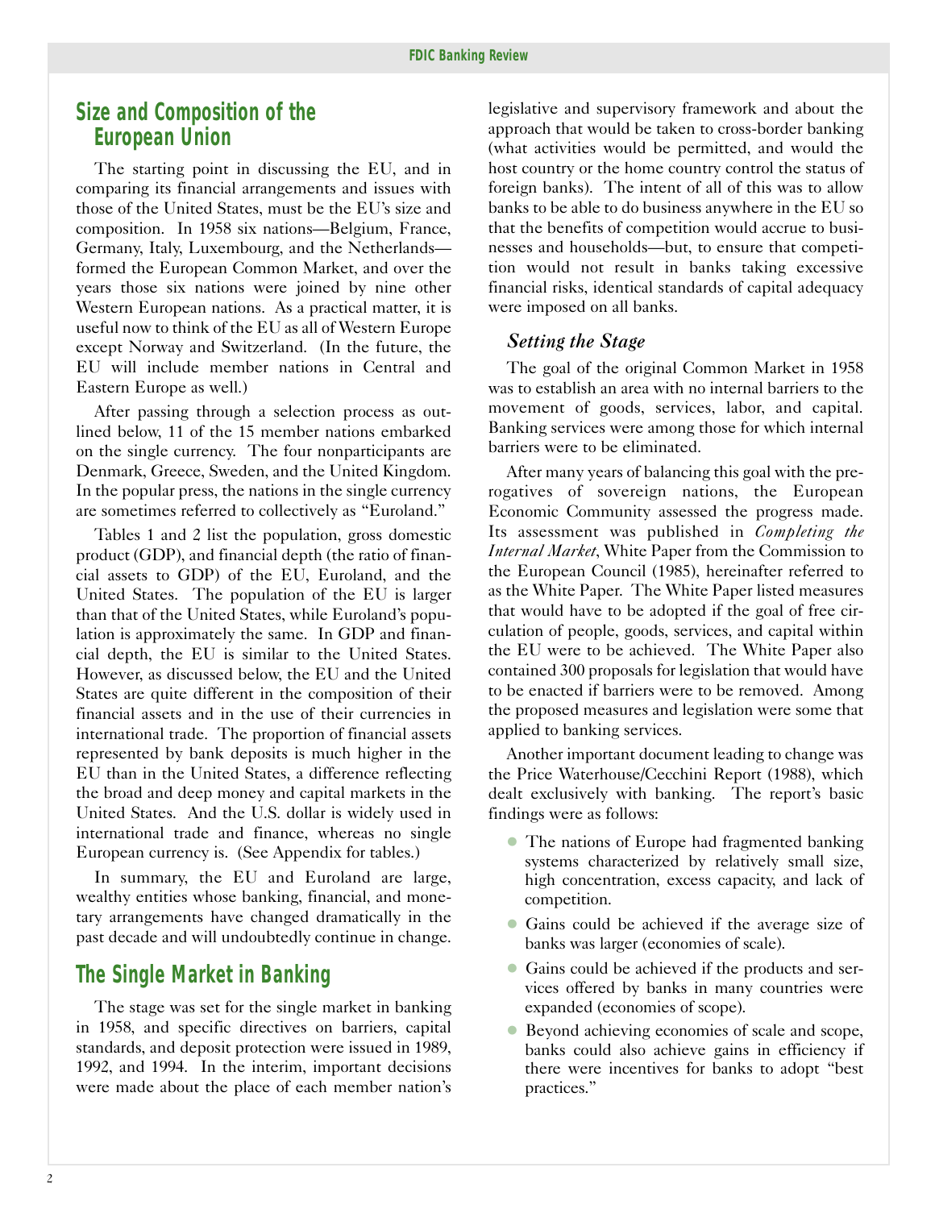## Size and Composition of the European Union

The starting point in discussing the EU, and in comparing its financial arrangements and issues with those of the United States, must be the EU's size and composition. In 1958 six nations—Belgium, France, Germany, Italy, Luxembourg, and the Netherlands—formed the European Common Market, and over the years those six nations were joined by nine other Western European nations. As a practical matter, it is useful now to think of the EU as all of Western Europe except Norway and Switzerland. (In the future, the EU will include member nations in Central and Eastern Europe as well.)

After passing through a selection process as outlined below, 11 of the 15 member nations embarked on the single currency. The four nonparticipants are Denmark, Greece, Sweden, and the United Kingdom. In the popular press, the nations in the single currency are sometimes referred to collectively as "Euroland."

Tables 1 and 2 list the population, gross domestic product (GDP), and financial depth (the ratio of financial assets to GDP) of the EU, Euroland, and the United States. The population of the EU is larger than that of the United States, while Euroland's population is approximately the same. In GDP and financial depth, the EU is similar to the United States. However, as discussed below, the EU and the United States are quite different in the composition of their financial assets and in the use of their currencies in international trade. The proportion of financial assets represented by bank deposits is much higher in the EU than in the United States, a difference reflecting the broad and deep money and capital markets in the United States. And the U.S. dollar is widely used in international trade and finance, whereas no single European currency is. (See Appendix for tables.)

In summary, the EU and Euroland are large, wealthy entities whose banking, financial, and monetary arrangements have changed dramatically in the past decade and will undoubtedly continue in change.

## The Single Market in Banking

The stage was set for the single market in banking in 1958, and specific directives on barriers, capital standards, and deposit protection were issued in 1989, 1992, and 1994. In the interim, important decisions were made about the place of each member nation's legislative and supervisory framework and about the approach that would be taken to cross-border banking (what activities would be permitted, and would the host country or the home country control the status of foreign banks). The intent of all of this was to allow banks to be able to do business anywhere in the EU so that the benefits of competition would accrue to businesses and households—but, to ensure that competition would not result in banks taking excessive financial risks, identical standards of capital adequacy were imposed on all banks.

### *Setting the Stage*

The goal of the original Common Market in 1958 was to establish an area with no internal barriers to the movement of goods, services, labor, and capital. Banking services were among those for which internal barriers were to be eliminated.

After many years of balancing this goal with the prerogatives of sovereign nations, the European Economic Community assessed the progress made. Its assessment was published in *Completing the Internal Market*, White Paper from the Commission to the European Council (1985), hereinafter referred to as the White Paper. The White Paper listed measures that would have to be adopted if the goal of free circulation of people, goods, services, and capital within the EU were to be achieved. The White Paper also contained 300 proposals for legislation that would have to be enacted if barriers were to be removed. Among the proposed measures and legislation were some that applied to banking services.

Another important document leading to change was the Price Waterhouse/Cecchini Report (1988), which dealt exclusively with banking. The report's basic findings were as follows:

- The nations of Europe had fragmented banking systems characterized by relatively small size, high concentration, excess capacity, and lack of competition.
- Gains could be achieved if the average size of banks was larger (economies of scale).
- Gains could be achieved if the products and services offered by banks in many countries were expanded (economies of scope).
- Beyond achieving economies of scale and scope, banks could also achieve gains in efficiency if there were incentives for banks to adopt "best practices."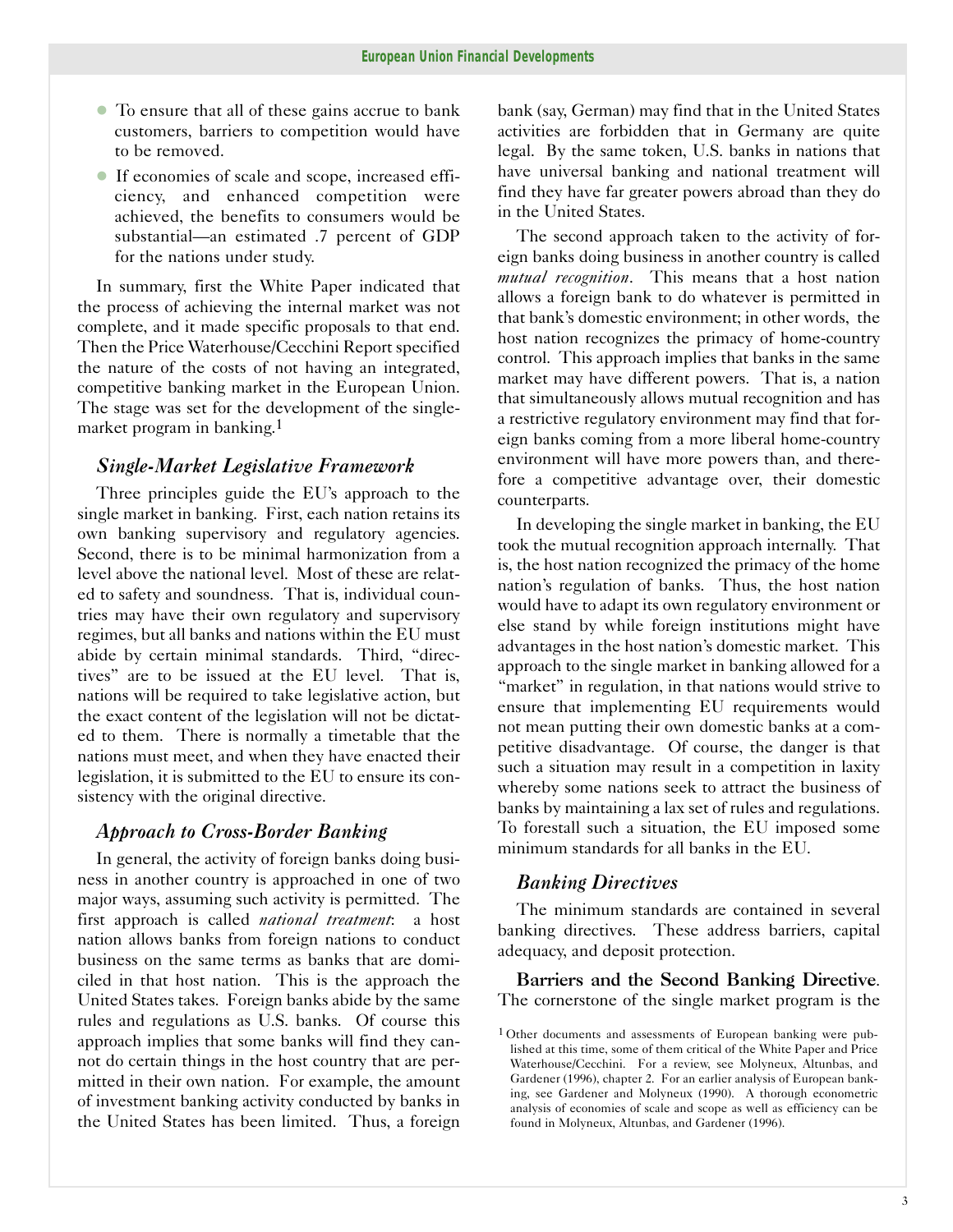- To ensure that all of these gains accrue to bank customers, barriers to competition would have to be removed.
- If economies of scale and scope, increased efficiency, and enhanced competition were achieved, the benefits to consumers would be substantial—an estimated .7 percent of GDP for the nations under study.

In summary, first the White Paper indicated that the process of achieving the internal market was not complete, and it made specific proposals to that end. Then the Price Waterhouse/Cecchini Report specified the nature of the costs of not having an integrated, competitive banking market in the European Union. The stage was set for the development of the single-market program in banking.[1]

### *Single-Market Legislative Framework*

Three principles guide the EU's approach to the single market in banking. First, each nation retains its own banking supervisory and regulatory agencies. Second, there is to be minimal harmonization from a level above the national level. Most of these are related to safety and soundness. That is, individual countries may have their own regulatory and supervisory regimes, but all banks and nations within the EU must abide by certain minimal standards. Third, "directives" are to be issued at the EU level. That is, nations will be required to take legislative action, but the exact content of the legislation will not be dictated to them. There is normally a timetable that the nations must meet, and when they have enacted their legislation, it is submitted to the EU to ensure its consistency with the original directive.

### *Approach to Cross-Border Banking*

In general, the activity of foreign banks doing business in another country is approached in one of two major ways, assuming such activity is permitted. The first approach is called *national treatment*: a host nation allows banks from foreign nations to conduct business on the same terms as banks that are domiciled in that host nation. This is the approach the United States takes. Foreign banks abide by the same rules and regulations as U.S. banks. Of course this approach implies that some banks will find they cannot do certain things in the host country that are permitted in their own nation. For example, the amount of investment banking activity conducted by banks in the United States has been limited. Thus, a foreign bank (say, German) may find that in the United States activities are forbidden that in Germany are quite legal. By the same token, U.S. banks in nations that have universal banking and national treatment will find they have far greater powers abroad than they do in the United States.

The second approach taken to the activity of foreign banks doing business in another country is called *mutual recognition*. This means that a host nation allows a foreign bank to do whatever is permitted in that bank's domestic environment; in other words, the host nation recognizes the primacy of home-country control. This approach implies that banks in the same market may have different powers. That is, a nation that simultaneously allows mutual recognition and has a restrictive regulatory environment may find that foreign banks coming from a more liberal home-country environment will have more powers than, and therefore a competitive advantage over, their domestic counterparts.

In developing the single market in banking, the EU took the mutual recognition approach internally. That is, the host nation recognized the primacy of the home nation's regulation of banks. Thus, the host nation would have to adapt its own regulatory environment or else stand by while foreign institutions might have advantages in the host nation's domestic market. This approach to the single market in banking allowed for a "market" in regulation, in that nations would strive to ensure that implementing EU requirements would not mean putting their own domestic banks at a competitive disadvantage. Of course, the danger is that such a situation may result in a competition in laxity whereby some nations seek to attract the business of banks by maintaining a lax set of rules and regulations. To forestall such a situation, the EU imposed some minimum standards for all banks in the EU.

### *Banking Directives*

The minimum standards are contained in several banking directives. These address barriers, capital adequacy, and deposit protection.

**Barriers and the Second Banking Directive**. The cornerstone of the single market program is the

[1] Other documents and assessments of European banking were published at this time, some of them critical of the White Paper and Price Waterhouse/Cecchini. For a review, see Molyneux, Altunbas, and Gardener (1996), chapter 2. For an earlier analysis of European banking, see Gardener and Molyneux (1990). A thorough econometric analysis of economies of scale and scope as well as efficiency can be found in Molyneux, Altunbas, and Gardener (1996).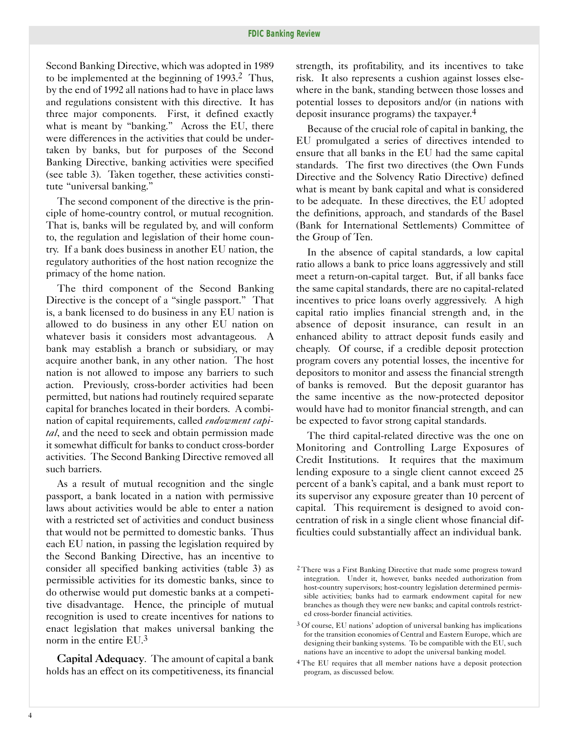Second Banking Directive, which was adopted in 1989 to be implemented at the beginning of 1993.[2] Thus, by the end of 1992 all nations had to have in place laws and regulations consistent with this directive. It has three major components. First, it defined exactly what is meant by "banking." Across the EU, there were differences in the activities that could be undertaken by banks, but for purposes of the Second Banking Directive, banking activities were specified (see table 3). Taken together, these activities constitute "universal banking."

The second component of the directive is the principle of home-country control, or mutual recognition. That is, banks will be regulated by, and will conform to, the regulation and legislation of their home country. If a bank does business in another EU nation, the regulatory authorities of the host nation recognize the primacy of the home nation.

The third component of the Second Banking Directive is the concept of a "single passport." That is, a bank licensed to do business in any EU nation is allowed to do business in any other EU nation on whatever basis it considers most advantageous. A bank may establish a branch or subsidiary, or may acquire another bank, in any other nation. The host nation is not allowed to impose any barriers to such action. Previously, cross-border activities had been permitted, but nations had routinely required separate capital for branches located in their borders. A combination of capital requirements, called *endowment capital*, and the need to seek and obtain permission made it somewhat difficult for banks to conduct cross-border activities. The Second Banking Directive removed all such barriers.

As a result of mutual recognition and the single passport, a bank located in a nation with permissive laws about activities would be able to enter a nation with a restricted set of activities and conduct business that would not be permitted to domestic banks. Thus each EU nation, in passing the legislation required by the Second Banking Directive, has an incentive to consider all specified banking activities (table 3) as permissible activities for its domestic banks, since to do otherwise would put domestic banks at a competitive disadvantage. Hence, the principle of mutual recognition is used to create incentives for nations to enact legislation that makes universal banking the norm in the entire EU.[3]

**Capital Adequacy**. The amount of capital a bank holds has an effect on its competitiveness, its financial strength, its profitability, and its incentives to take risk. It also represents a cushion against losses elsewhere in the bank, standing between those losses and potential losses to depositors and/or (in nations with deposit insurance programs) the taxpayer.[4]

Because of the crucial role of capital in banking, the EU promulgated a series of directives intended to ensure that all banks in the EU had the same capital standards. The first two directives (the Own Funds Directive and the Solvency Ratio Directive) defined what is meant by bank capital and what is considered to be adequate. In these directives, the EU adopted the definitions, approach, and standards of the Basel (Bank for International Settlements) Committee of the Group of Ten.

In the absence of capital standards, a low capital ratio allows a bank to price loans aggressively and still meet a return-on-capital target. But, if all banks face the same capital standards, there are no capital-related incentives to price loans overly aggressively. A high capital ratio implies financial strength and, in the absence of deposit insurance, can result in an enhanced ability to attract deposit funds easily and cheaply. Of course, if a credible deposit protection program covers any potential losses, the incentive for depositors to monitor and assess the financial strength of banks is removed. But the deposit guarantor has the same incentive as the now-protected depositor would have had to monitor financial strength, and can be expected to favor strong capital standards.

The third capital-related directive was the one on Monitoring and Controlling Large Exposures of Credit Institutions. It requires that the maximum lending exposure to a single client cannot exceed 25 percent of a bank's capital, and a bank must report to its supervisor any exposure greater than 10 percent of capital. This requirement is designed to avoid concentration of risk in a single client whose financial difficulties could substantially affect an individual bank.

---

[2] There was a First Banking Directive that made some progress toward integration. Under it, however, banks needed authorization from host-country supervisors; host-country legislation determined permissible activities; banks had to earmark endowment capital for new branches as though they were new banks; and capital controls restricted cross-border financial activities.

[3] Of course, EU nations' adoption of universal banking has implications for the transition economies of Central and Eastern Europe, which are designing their banking systems. To be compatible with the EU, such nations have an incentive to adopt the universal banking model.

[4] The EU requires that all member nations have a deposit protection program, as discussed below.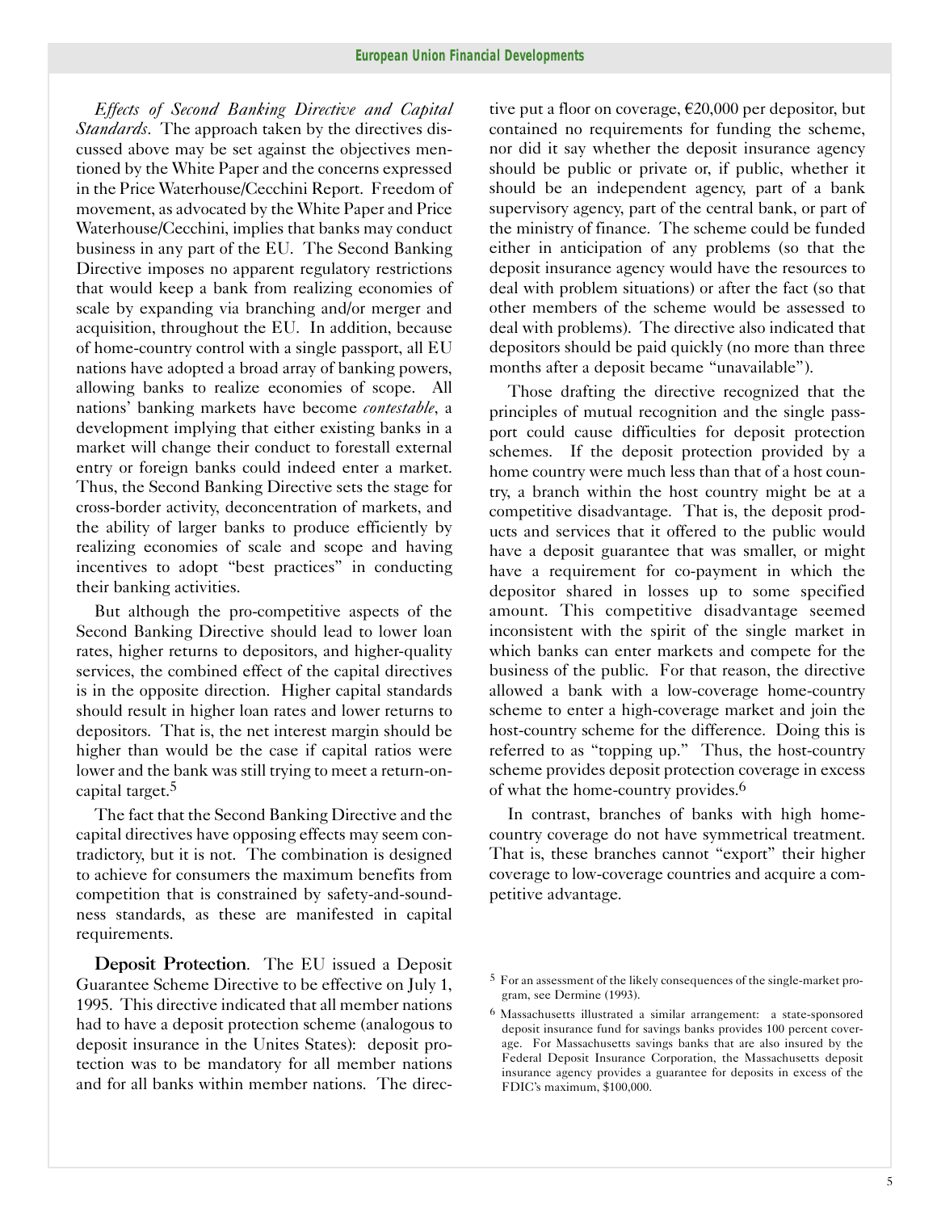*Effects of Second Banking Directive and Capital Standards*. The approach taken by the directives discussed above may be set against the objectives mentioned by the White Paper and the concerns expressed in the Price Waterhouse/Cecchini Report. Freedom of movement, as advocated by the White Paper and Price Waterhouse/Cecchini, implies that banks may conduct business in any part of the EU. The Second Banking Directive imposes no apparent regulatory restrictions that would keep a bank from realizing economies of scale by expanding via branching and/or merger and acquisition, throughout the EU. In addition, because of home-country control with a single passport, all EU nations have adopted a broad array of banking powers, allowing banks to realize economies of scope. All nations' banking markets have become *contestable*, a development implying that either existing banks in a market will change their conduct to forestall external entry or foreign banks could indeed enter a market. Thus, the Second Banking Directive sets the stage for cross-border activity, deconcentration of markets, and the ability of larger banks to produce efficiently by realizing economies of scale and scope and having incentives to adopt "best practices" in conducting their banking activities.

But although the pro-competitive aspects of the Second Banking Directive should lead to lower loan rates, higher returns to depositors, and higher-quality services, the combined effect of the capital directives is in the opposite direction. Higher capital standards should result in higher loan rates and lower returns to depositors. That is, the net interest margin should be higher than would be the case if capital ratios were lower and the bank was still trying to meet a return-on-capital target.[5]

The fact that the Second Banking Directive and the capital directives have opposing effects may seem contradictory, but it is not. The combination is designed to achieve for consumers the maximum benefits from competition that is constrained by safety-and-soundness standards, as these are manifested in capital requirements.

**Deposit Protection**. The EU issued a Deposit Guarantee Scheme Directive to be effective on July 1, 1995. This directive indicated that all member nations had to have a deposit protection scheme (analogous to deposit insurance in the Unites States): deposit protection was to be mandatory for all member nations and for all banks within member nations. The directive put a floor on coverage, €20,000 per depositor, but contained no requirements for funding the scheme, nor did it say whether the deposit insurance agency should be public or private or, if public, whether it should be an independent agency, part of a bank supervisory agency, part of the central bank, or part of the ministry of finance. The scheme could be funded either in anticipation of any problems (so that the deposit insurance agency would have the resources to deal with problem situations) or after the fact (so that other members of the scheme would be assessed to deal with problems). The directive also indicated that depositors should be paid quickly (no more than three months after a deposit became "unavailable").

Those drafting the directive recognized that the principles of mutual recognition and the single passport could cause difficulties for deposit protection schemes. If the deposit protection provided by a home country were much less than that of a host country, a branch within the host country might be at a competitive disadvantage. That is, the deposit products and services that it offered to the public would have a deposit guarantee that was smaller, or might have a requirement for co-payment in which the depositor shared in losses up to some specified amount. This competitive disadvantage seemed inconsistent with the spirit of the single market in which banks can enter markets and compete for the business of the public. For that reason, the directive allowed a bank with a low-coverage home-country scheme to enter a high-coverage market and join the host-country scheme for the difference. Doing this is referred to as "topping up." Thus, the host-country scheme provides deposit protection coverage in excess of what the home-country provides.[6]

In contrast, branches of banks with high home-country coverage do not have symmetrical treatment. That is, these branches cannot "export" their higher coverage to low-coverage countries and acquire a competitive advantage.

---

[5] For an assessment of the likely consequences of the single-market program, see Dermine (1993).

[6] Massachusetts illustrated a similar arrangement: a state-sponsored deposit insurance fund for savings banks provides 100 percent coverage. For Massachusetts savings banks that are also insured by the Federal Deposit Insurance Corporation, the Massachusetts deposit insurance agency provides a guarantee for deposits in excess of the FDIC's maximum, $100,000.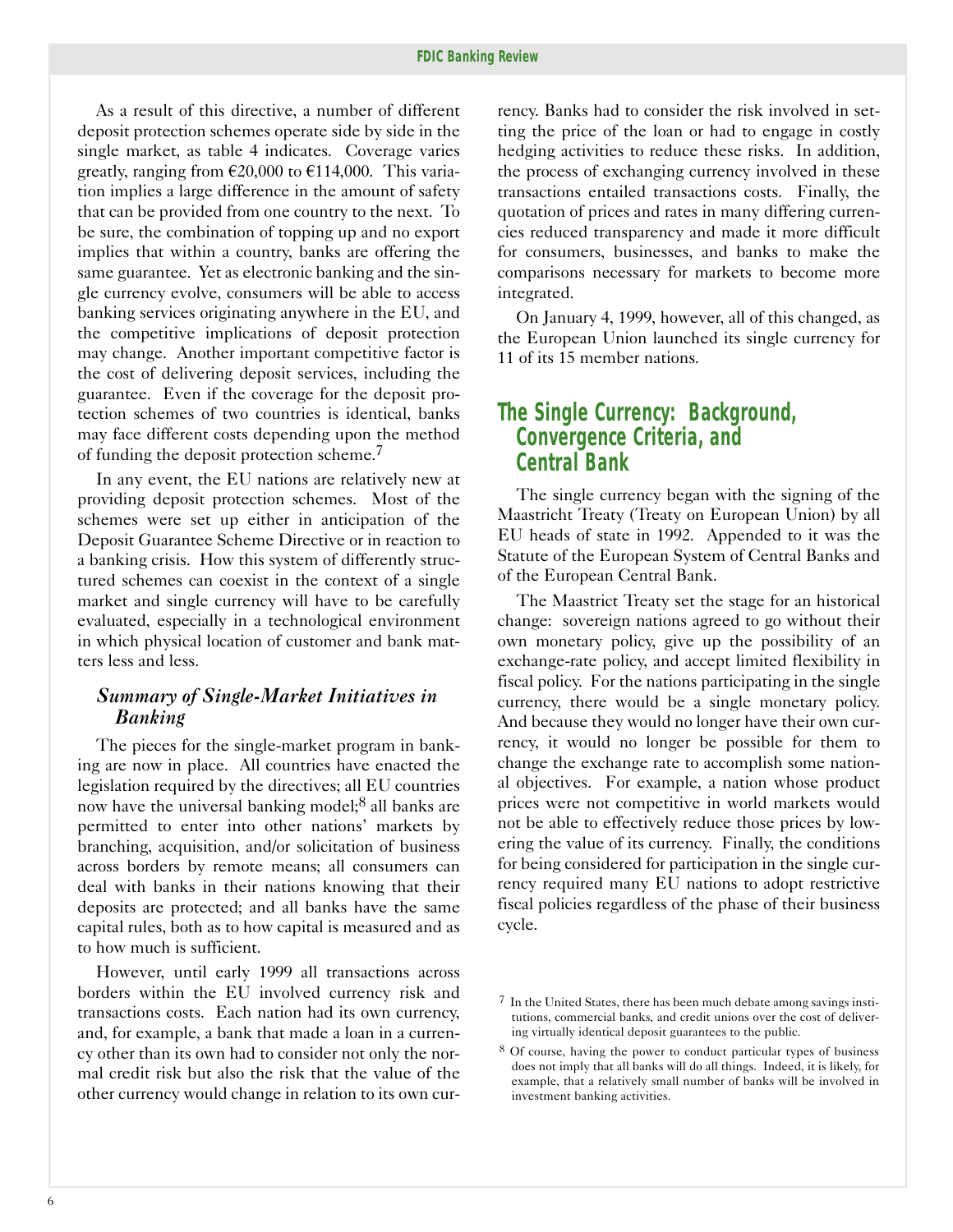As a result of this directive, a number of different deposit protection schemes operate side by side in the single market, as table 4 indicates. Coverage varies greatly, ranging from €20,000 to €114,000. This variation implies a large difference in the amount of safety that can be provided from one country to the next. To be sure, the combination of topping up and no export implies that within a country, banks are offering the same guarantee. Yet as electronic banking and the single currency evolve, consumers will be able to access banking services originating anywhere in the EU, and the competitive implications of deposit protection may change. Another important competitive factor is the cost of delivering deposit services, including the guarantee. Even if the coverage for the deposit protection schemes of two countries is identical, banks may face different costs depending upon the method of funding the deposit protection scheme.[7]

In any event, the EU nations are relatively new at providing deposit protection schemes. Most of the schemes were set up either in anticipation of the Deposit Guarantee Scheme Directive or in reaction to a banking crisis. How this system of differently structured schemes can coexist in the context of a single market and single currency will have to be carefully evaluated, especially in a technological environment in which physical location of customer and bank matters less and less.

### *Summary of Single-Market Initiatives in Banking*

The pieces for the single-market program in banking are now in place. All countries have enacted the legislation required by the directives; all EU countries now have the universal banking model;[8] all banks are permitted to enter into other nations' markets by branching, acquisition, and/or solicitation of business across borders by remote means; all consumers can deal with banks in their nations knowing that their deposits are protected; and all banks have the same capital rules, both as to how capital is measured and as to how much is sufficient.

However, until early 1999 all transactions across borders within the EU involved currency risk and transactions costs. Each nation had its own currency, and, for example, a bank that made a loan in a currency other than its own had to consider not only the normal credit risk but also the risk that the value of the other currency would change in relation to its own currency. Banks had to consider the risk involved in setting the price of the loan or had to engage in costly hedging activities to reduce these risks. In addition, the process of exchanging currency involved in these transactions entailed transactions costs. Finally, the quotation of prices and rates in many differing currencies reduced transparency and made it more difficult for consumers, businesses, and banks to make the comparisons necessary for markets to become more integrated.

On January 4, 1999, however, all of this changed, as the European Union launched its single currency for 11 of its 15 member nations.

## The Single Currency: Background, Convergence Criteria, and Central Bank

The single currency began with the signing of the Maastricht Treaty (Treaty on European Union) by all EU heads of state in 1992. Appended to it was the Statute of the European System of Central Banks and of the European Central Bank.

The Maastrict Treaty set the stage for an historical change: sovereign nations agreed to go without their own monetary policy, give up the possibility of an exchange-rate policy, and accept limited flexibility in fiscal policy. For the nations participating in the single currency, there would be a single monetary policy. And because they would no longer have their own currency, it would no longer be possible for them to change the exchange rate to accomplish some national objectives. For example, a nation whose product prices were not competitive in world markets would not be able to effectively reduce those prices by lowering the value of its currency. Finally, the conditions for being considered for participation in the single currency required many EU nations to adopt restrictive fiscal policies regardless of the phase of their business cycle.

---

[7] In the United States, there has been much debate among savings institutions, commercial banks, and credit unions over the cost of delivering virtually identical deposit guarantees to the public.

[8] Of course, having the power to conduct particular types of business does not imply that all banks will do all things. Indeed, it is likely, for example, that a relatively small number of banks will be involved in investment banking activities.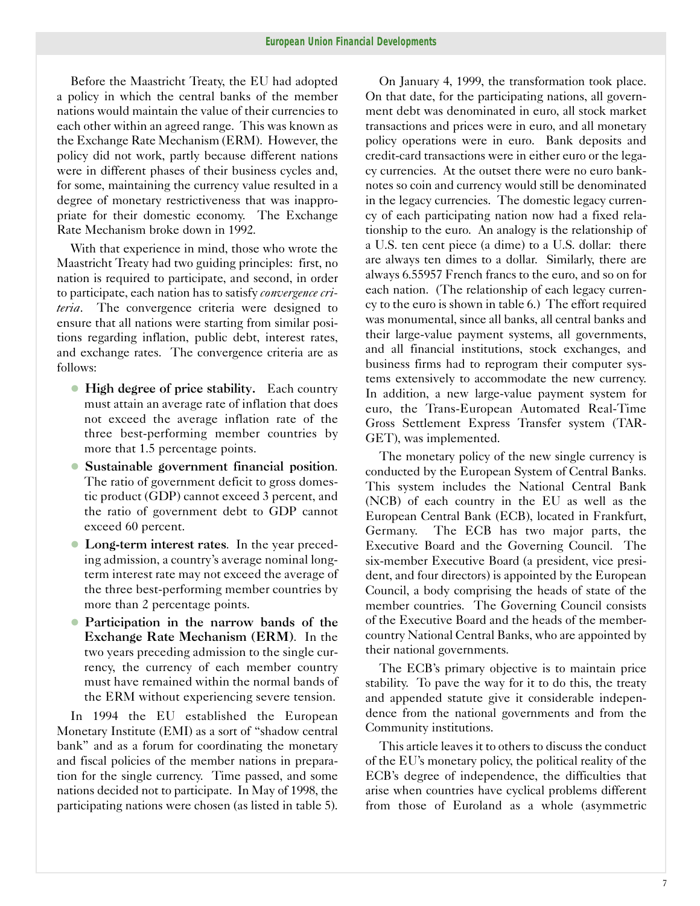Before the Maastricht Treaty, the EU had adopted a policy in which the central banks of the member nations would maintain the value of their currencies to each other within an agreed range. This was known as the Exchange Rate Mechanism (ERM). However, the policy did not work, partly because different nations were in different phases of their business cycles and, for some, maintaining the currency value resulted in a degree of monetary restrictiveness that was inappropriate for their domestic economy. The Exchange Rate Mechanism broke down in 1992.

With that experience in mind, those who wrote the Maastricht Treaty had two guiding principles: first, no nation is required to participate, and second, in order to participate, each nation has to satisfy *convergence criteria*. The convergence criteria were designed to ensure that all nations were starting from similar positions regarding inflation, public debt, interest rates, and exchange rates. The convergence criteria are as follows:

- **High degree of price stability.** Each country must attain an average rate of inflation that does not exceed the average inflation rate of the three best-performing member countries by more that 1.5 percentage points.
- **Sustainable government financial position**. The ratio of government deficit to gross domestic product (GDP) cannot exceed 3 percent, and the ratio of government debt to GDP cannot exceed 60 percent.
- **Long-term interest rates**. In the year preceding admission, a country's average nominal long-term interest rate may not exceed the average of the three best-performing member countries by more than 2 percentage points.
- **Participation in the narrow bands of the Exchange Rate Mechanism (ERM)**. In the two years preceding admission to the single currency, the currency of each member country must have remained within the normal bands of the ERM without experiencing severe tension.

In 1994 the EU established the European Monetary Institute (EMI) as a sort of "shadow central bank" and as a forum for coordinating the monetary and fiscal policies of the member nations in preparation for the single currency. Time passed, and some nations decided not to participate. In May of 1998, the participating nations were chosen (as listed in table 5).

On January 4, 1999, the transformation took place. On that date, for the participating nations, all government debt was denominated in euro, all stock market transactions and prices were in euro, and all monetary policy operations were in euro. Bank deposits and credit-card transactions were in either euro or the legacy currencies. At the outset there were no euro banknotes so coin and currency would still be denominated in the legacy currencies. The domestic legacy currency of each participating nation now had a fixed relationship to the euro. An analogy is the relationship of a U.S. ten cent piece (a dime) to a U.S. dollar: there are always ten dimes to a dollar. Similarly, there are always 6.55957 French francs to the euro, and so on for each nation. (The relationship of each legacy currency to the euro is shown in table 6.) The effort required was monumental, since all banks, all central banks and their large-value payment systems, all governments, and all financial institutions, stock exchanges, and business firms had to reprogram their computer systems extensively to accommodate the new currency. In addition, a new large-value payment system for euro, the Trans-European Automated Real-Time Gross Settlement Express Transfer system (TARGET), was implemented.

The monetary policy of the new single currency is conducted by the European System of Central Banks. This system includes the National Central Bank (NCB) of each country in the EU as well as the European Central Bank (ECB), located in Frankfurt, Germany. The ECB has two major parts, the Executive Board and the Governing Council. The six-member Executive Board (a president, vice president, and four directors) is appointed by the European Council, a body comprising the heads of state of the member countries. The Governing Council consists of the Executive Board and the heads of the member-country National Central Banks, who are appointed by their national governments.

The ECB's primary objective is to maintain price stability. To pave the way for it to do this, the treaty and appended statute give it considerable independence from the national governments and from the Community institutions.

This article leaves it to others to discuss the conduct of the EU's monetary policy, the political reality of the ECB's degree of independence, the difficulties that arise when countries have cyclical problems different from those of Euroland as a whole (asymmetric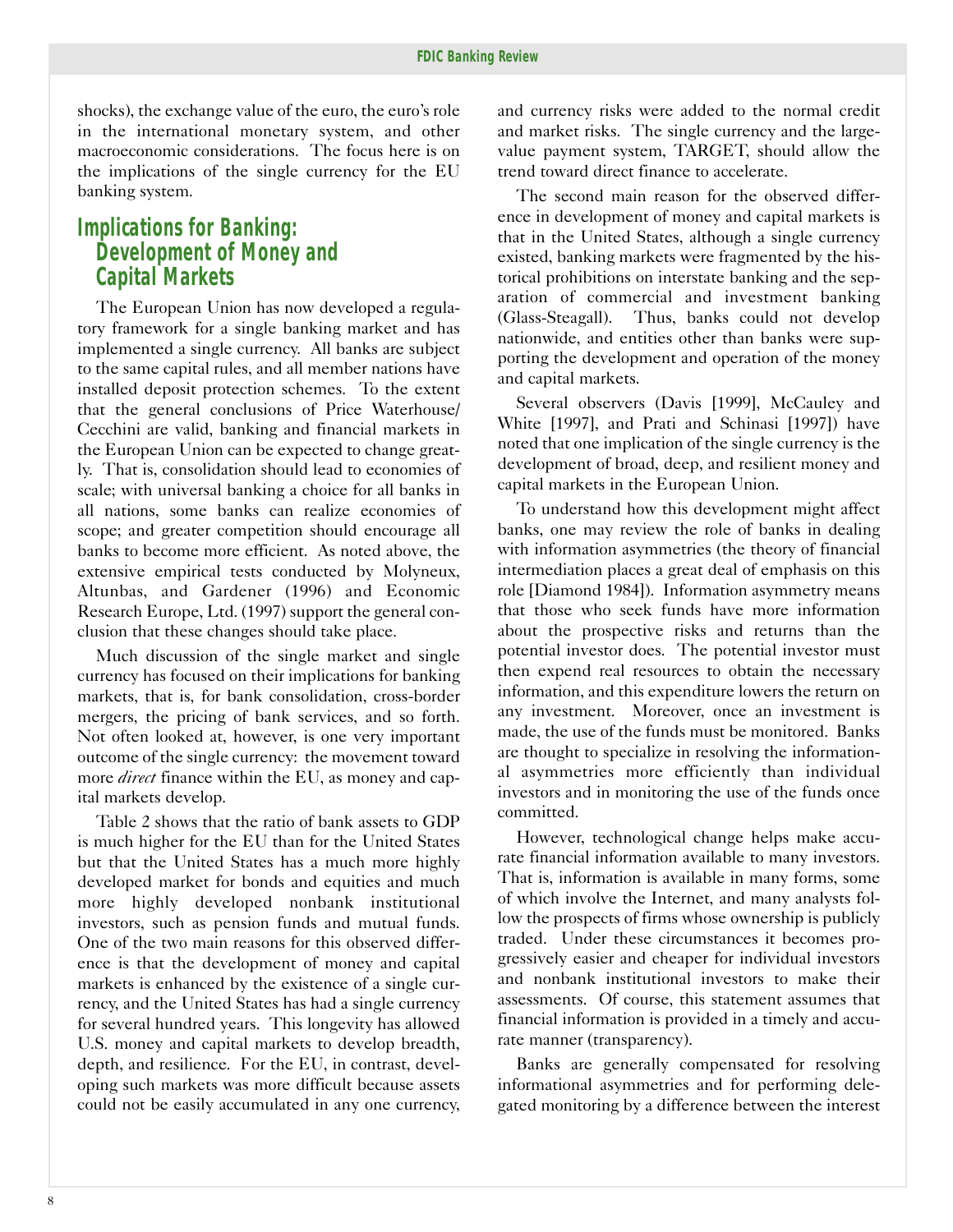shocks), the exchange value of the euro, the euro's role in the international monetary system, and other macroeconomic considerations. The focus here is on the implications of the single currency for the EU banking system.

## Implications for Banking: Development of Money and Capital Markets

The European Union has now developed a regulatory framework for a single banking market and has implemented a single currency. All banks are subject to the same capital rules, and all member nations have installed deposit protection schemes. To the extent that the general conclusions of Price Waterhouse/Cecchini are valid, banking and financial markets in the European Union can be expected to change greatly. That is, consolidation should lead to economies of scale; with universal banking a choice for all banks in all nations, some banks can realize economies of scope; and greater competition should encourage all banks to become more efficient. As noted above, the extensive empirical tests conducted by Molyneux, Altunbas, and Gardener (1996) and Economic Research Europe, Ltd. (1997) support the general conclusion that these changes should take place.

Much discussion of the single market and single currency has focused on their implications for banking markets, that is, for bank consolidation, cross-border mergers, the pricing of bank services, and so forth. Not often looked at, however, is one very important outcome of the single currency: the movement toward more *direct* finance within the EU, as money and capital markets develop.

Table 2 shows that the ratio of bank assets to GDP is much higher for the EU than for the United States but that the United States has a much more highly developed market for bonds and equities and much more highly developed nonbank institutional investors, such as pension funds and mutual funds. One of the two main reasons for this observed difference is that the development of money and capital markets is enhanced by the existence of a single currency, and the United States has had a single currency for several hundred years. This longevity has allowed U.S. money and capital markets to develop breadth, depth, and resilience. For the EU, in contrast, developing such markets was more difficult because assets could not be easily accumulated in any one currency, and currency risks were added to the normal credit and market risks. The single currency and the large-value payment system, TARGET, should allow the trend toward direct finance to accelerate.

The second main reason for the observed difference in development of money and capital markets is that in the United States, although a single currency existed, banking markets were fragmented by the historical prohibitions on interstate banking and the separation of commercial and investment banking (Glass-Steagall). Thus, banks could not develop nationwide, and entities other than banks were supporting the development and operation of the money and capital markets.

Several observers (Davis [1999], McCauley and White [1997], and Prati and Schinasi [1997]) have noted that one implication of the single currency is the development of broad, deep, and resilient money and capital markets in the European Union.

To understand how this development might affect banks, one may review the role of banks in dealing with information asymmetries (the theory of financial intermediation places a great deal of emphasis on this role [Diamond 1984]). Information asymmetry means that those who seek funds have more information about the prospective risks and returns than the potential investor does. The potential investor must then expend real resources to obtain the necessary information, and this expenditure lowers the return on any investment. Moreover, once an investment is made, the use of the funds must be monitored. Banks are thought to specialize in resolving the informational asymmetries more efficiently than individual investors and in monitoring the use of the funds once committed.

However, technological change helps make accurate financial information available to many investors. That is, information is available in many forms, some of which involve the Internet, and many analysts follow the prospects of firms whose ownership is publicly traded. Under these circumstances it becomes progressively easier and cheaper for individual investors and nonbank institutional investors to make their assessments. Of course, this statement assumes that financial information is provided in a timely and accurate manner (transparency).

Banks are generally compensated for resolving informational asymmetries and for performing delegated monitoring by a difference between the interest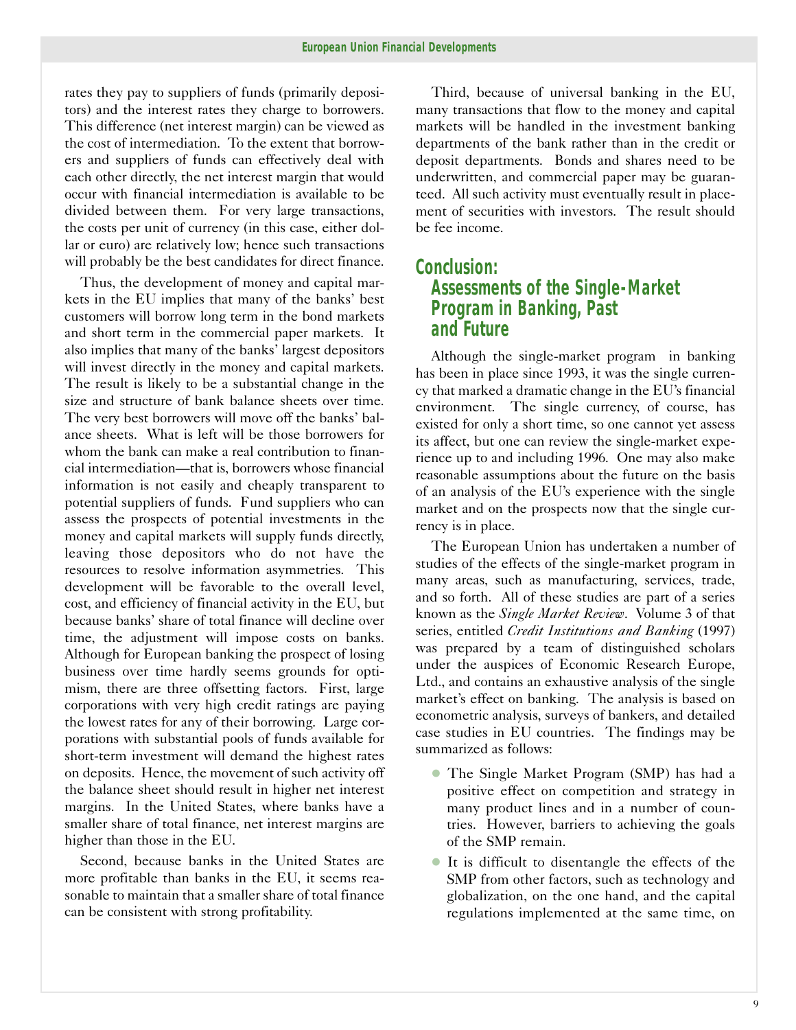rates they pay to suppliers of funds (primarily depositors) and the interest rates they charge to borrowers. This difference (net interest margin) can be viewed as the cost of intermediation. To the extent that borrowers and suppliers of funds can effectively deal with each other directly, the net interest margin that would occur with financial intermediation is available to be divided between them. For very large transactions, the costs per unit of currency (in this case, either dollar or euro) are relatively low; hence such transactions will probably be the best candidates for direct finance.

Thus, the development of money and capital markets in the EU implies that many of the banks' best customers will borrow long term in the bond markets and short term in the commercial paper markets. It also implies that many of the banks' largest depositors will invest directly in the money and capital markets. The result is likely to be a substantial change in the size and structure of bank balance sheets over time. The very best borrowers will move off the banks' balance sheets. What is left will be those borrowers for whom the bank can make a real contribution to financial intermediation—that is, borrowers whose financial information is not easily and cheaply transparent to potential suppliers of funds. Fund suppliers who can assess the prospects of potential investments in the money and capital markets will supply funds directly, leaving those depositors who do not have the resources to resolve information asymmetries. This development will be favorable to the overall level, cost, and efficiency of financial activity in the EU, but because banks' share of total finance will decline over time, the adjustment will impose costs on banks. Although for European banking the prospect of losing business over time hardly seems grounds for optimism, there are three offsetting factors. First, large corporations with very high credit ratings are paying the lowest rates for any of their borrowing. Large corporations with substantial pools of funds available for short-term investment will demand the highest rates on deposits. Hence, the movement of such activity off the balance sheet should result in higher net interest margins. In the United States, where banks have a smaller share of total finance, net interest margins are higher than those in the EU.

Second, because banks in the United States are more profitable than banks in the EU, it seems reasonable to maintain that a smaller share of total finance can be consistent with strong profitability.

Third, because of universal banking in the EU, many transactions that flow to the money and capital markets will be handled in the investment banking departments of the bank rather than in the credit or deposit departments. Bonds and shares need to be underwritten, and commercial paper may be guaranteed. All such activity must eventually result in placement of securities with investors. The result should be fee income.

## Conclusion: Assessments of the Single-Market Program in Banking, Past and Future

Although the single-market program in banking has been in place since 1993, it was the single currency that marked a dramatic change in the EU's financial environment. The single currency, of course, has existed for only a short time, so one cannot yet assess its affect, but one can review the single-market experience up to and including 1996. One may also make reasonable assumptions about the future on the basis of an analysis of the EU's experience with the single market and on the prospects now that the single currency is in place.

The European Union has undertaken a number of studies of the effects of the single-market program in many areas, such as manufacturing, services, trade, and so forth. All of these studies are part of a series known as the *Single Market Review*. Volume 3 of that series, entitled *Credit Institutions and Banking* (1997) was prepared by a team of distinguished scholars under the auspices of Economic Research Europe, Ltd., and contains an exhaustive analysis of the single market's effect on banking. The analysis is based on econometric analysis, surveys of bankers, and detailed case studies in EU countries. The findings may be summarized as follows:

- The Single Market Program (SMP) has had a positive effect on competition and strategy in many product lines and in a number of countries. However, barriers to achieving the goals of the SMP remain.
- It is difficult to disentangle the effects of the SMP from other factors, such as technology and globalization, on the one hand, and the capital regulations implemented at the same time, on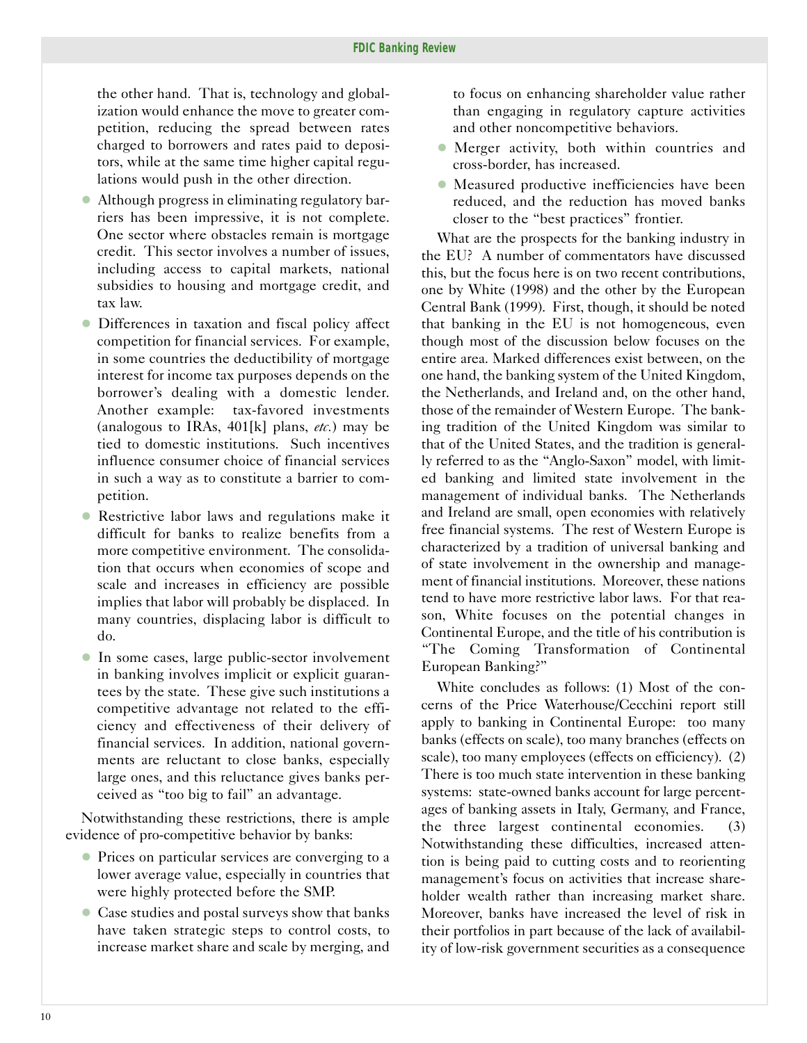the other hand. That is, technology and globalization would enhance the move to greater competition, reducing the spread between rates charged to borrowers and rates paid to depositors, while at the same time higher capital regulations would push in the other direction.

- Although progress in eliminating regulatory barriers has been impressive, it is not complete. One sector where obstacles remain is mortgage credit. This sector involves a number of issues, including access to capital markets, national subsidies to housing and mortgage credit, and tax law.
- Differences in taxation and fiscal policy affect competition for financial services. For example, in some countries the deductibility of mortgage interest for income tax purposes depends on the borrower's dealing with a domestic lender. Another example: tax-favored investments (analogous to IRAs, 401[k] plans, *etc.*) may be tied to domestic institutions. Such incentives influence consumer choice of financial services in such a way as to constitute a barrier to competition.
- Restrictive labor laws and regulations make it difficult for banks to realize benefits from a more competitive environment. The consolidation that occurs when economies of scope and scale and increases in efficiency are possible implies that labor will probably be displaced. In many countries, displacing labor is difficult to do.
- In some cases, large public-sector involvement in banking involves implicit or explicit guarantees by the state. These give such institutions a competitive advantage not related to the efficiency and effectiveness of their delivery of financial services. In addition, national governments are reluctant to close banks, especially large ones, and this reluctance gives banks perceived as "too big to fail" an advantage.

Notwithstanding these restrictions, there is ample evidence of pro-competitive behavior by banks:

- Prices on particular services are converging to a lower average value, especially in countries that were highly protected before the SMP.
- Case studies and postal surveys show that banks have taken strategic steps to control costs, to increase market share and scale by merging, and to focus on enhancing shareholder value rather than engaging in regulatory capture activities and other noncompetitive behaviors.
- Merger activity, both within countries and cross-border, has increased.
- Measured productive inefficiencies have been reduced, and the reduction has moved banks closer to the "best practices" frontier.

What are the prospects for the banking industry in the EU? A number of commentators have discussed this, but the focus here is on two recent contributions, one by White (1998) and the other by the European Central Bank (1999). First, though, it should be noted that banking in the EU is not homogeneous, even though most of the discussion below focuses on the entire area. Marked differences exist between, on the one hand, the banking system of the United Kingdom, the Netherlands, and Ireland and, on the other hand, those of the remainder of Western Europe. The banking tradition of the United Kingdom was similar to that of the United States, and the tradition is generally referred to as the "Anglo-Saxon" model, with limited banking and limited state involvement in the management of individual banks. The Netherlands and Ireland are small, open economies with relatively free financial systems. The rest of Western Europe is characterized by a tradition of universal banking and of state involvement in the ownership and management of financial institutions. Moreover, these nations tend to have more restrictive labor laws. For that reason, White focuses on the potential changes in Continental Europe, and the title of his contribution is "The Coming Transformation of Continental European Banking?"

White concludes as follows: (1) Most of the concerns of the Price Waterhouse/Cecchini report still apply to banking in Continental Europe: too many banks (effects on scale), too many branches (effects on scale), too many employees (effects on efficiency). (2) There is too much state intervention in these banking systems: state-owned banks account for large percentages of banking assets in Italy, Germany, and France, the three largest continental economies. (3) Notwithstanding these difficulties, increased attention is being paid to cutting costs and to reorienting management's focus on activities that increase shareholder wealth rather than increasing market share. Moreover, banks have increased the level of risk in their portfolios in part because of the lack of availability of low-risk government securities as a consequence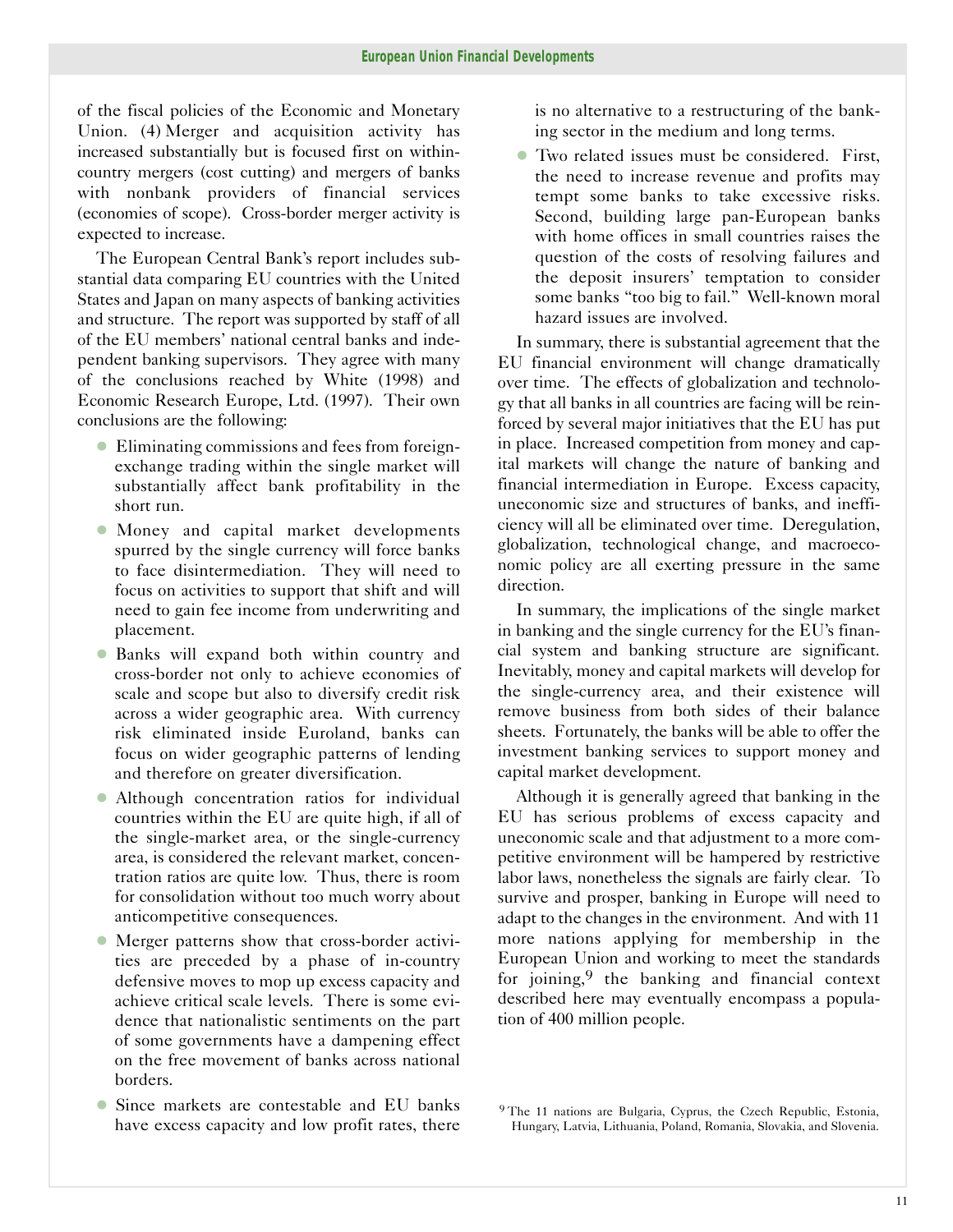of the fiscal policies of the Economic and Monetary Union. (4) Merger and acquisition activity has increased substantially but is focused first on within-country mergers (cost cutting) and mergers of banks with nonbank providers of financial services (economies of scope). Cross-border merger activity is expected to increase.

The European Central Bank's report includes substantial data comparing EU countries with the United States and Japan on many aspects of banking activities and structure. The report was supported by staff of all of the EU members' national central banks and independent banking supervisors. They agree with many of the conclusions reached by White (1998) and Economic Research Europe, Ltd. (1997). Their own conclusions are the following:

- Eliminating commissions and fees from foreign-exchange trading within the single market will substantially affect bank profitability in the short run.
- Money and capital market developments spurred by the single currency will force banks to face disintermediation. They will need to focus on activities to support that shift and will need to gain fee income from underwriting and placement.
- Banks will expand both within country and cross-border not only to achieve economies of scale and scope but also to diversify credit risk across a wider geographic area. With currency risk eliminated inside Euroland, banks can focus on wider geographic patterns of lending and therefore on greater diversification.
- Although concentration ratios for individual countries within the EU are quite high, if all of the single-market area, or the single-currency area, is considered the relevant market, concentration ratios are quite low. Thus, there is room for consolidation without too much worry about anticompetitive consequences.
- Merger patterns show that cross-border activities are preceded by a phase of in-country defensive moves to mop up excess capacity and achieve critical scale levels. There is some evidence that nationalistic sentiments on the part of some governments have a dampening effect on the free movement of banks across national borders.
- Since markets are contestable and EU banks have excess capacity and low profit rates, there is no alternative to a restructuring of the banking sector in the medium and long terms.
- Two related issues must be considered. First, the need to increase revenue and profits may tempt some banks to take excessive risks. Second, building large pan-European banks with home offices in small countries raises the question of the costs of resolving failures and the deposit insurers' temptation to consider some banks "too big to fail." Well-known moral hazard issues are involved.

In summary, there is substantial agreement that the EU financial environment will change dramatically over time. The effects of globalization and technology that all banks in all countries are facing will be reinforced by several major initiatives that the EU has put in place. Increased competition from money and capital markets will change the nature of banking and financial intermediation in Europe. Excess capacity, uneconomic size and structures of banks, and inefficiency will all be eliminated over time. Deregulation, globalization, technological change, and macroeconomic policy are all exerting pressure in the same direction.

In summary, the implications of the single market in banking and the single currency for the EU's financial system and banking structure are significant. Inevitably, money and capital markets will develop for the single-currency area, and their existence will remove business from both sides of their balance sheets. Fortunately, the banks will be able to offer the investment banking services to support money and capital market development.

Although it is generally agreed that banking in the EU has serious problems of excess capacity and uneconomic scale and that adjustment to a more competitive environment will be hampered by restrictive labor laws, nonetheless the signals are fairly clear. To survive and prosper, banking in Europe will need to adapt to the changes in the environment. And with 11 more nations applying for membership in the European Union and working to meet the standards for joining,[9] the banking and financial context described here may eventually encompass a population of 400 million people.

[9] The 11 nations are Bulgaria, Cyprus, the Czech Republic, Estonia, Hungary, Latvia, Lithuania, Poland, Romania, Slovakia, and Slovenia.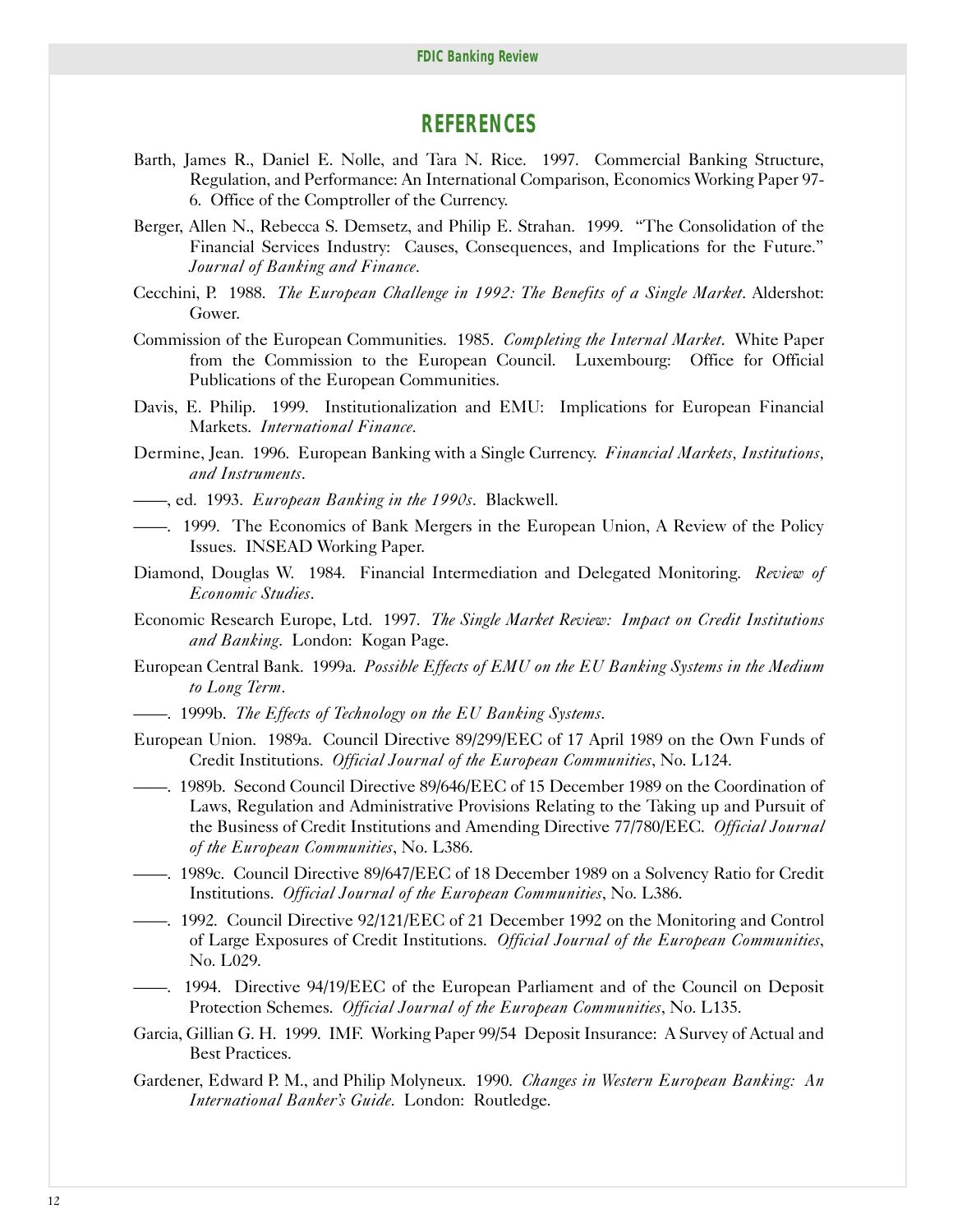## REFERENCES

Barth, James R., Daniel E. Nolle, and Tara N. Rice. 1997. Commercial Banking Structure, Regulation, and Performance: An International Comparison, Economics Working Paper 97-6. Office of the Comptroller of the Currency.

Berger, Allen N., Rebecca S. Demsetz, and Philip E. Strahan. 1999. "The Consolidation of the Financial Services Industry: Causes, Consequences, and Implications for the Future." *Journal of Banking and Finance*.

Cecchini, P. 1988. *The European Challenge in 1992: The Benefits of a Single Market*. Aldershot: Gower.

Commission of the European Communities. 1985. *Completing the Internal Market*. White Paper from the Commission to the European Council. Luxembourg: Office for Official Publications of the European Communities.

Davis, E. Philip. 1999. Institutionalization and EMU: Implications for European Financial Markets. *International Finance.*

Dermine, Jean. 1996. European Banking with a Single Currency. *Financial Markets, Institutions, and Instruments*.

——, ed. 1993. *European Banking in the 1990s*. Blackwell.

——. 1999. The Economics of Bank Mergers in the European Union, A Review of the Policy Issues. INSEAD Working Paper.

Diamond, Douglas W. 1984. Financial Intermediation and Delegated Monitoring. *Review of Economic Studies*.

Economic Research Europe, Ltd. 1997. *The Single Market Review: Impact on Credit Institutions and Banking*. London: Kogan Page.

European Central Bank. 1999a. *Possible Effects of EMU on the EU Banking Systems in the Medium to Long Term*.

——. 1999b. *The Effects of Technology on the EU Banking Systems*.

European Union. 1989a. Council Directive 89/299/EEC of 17 April 1989 on the Own Funds of Credit Institutions. *Official Journal of the European Communities*, No. L124.

——. 1989b. Second Council Directive 89/646/EEC of 15 December 1989 on the Coordination of Laws, Regulation and Administrative Provisions Relating to the Taking up and Pursuit of the Business of Credit Institutions and Amending Directive 77/780/EEC. *Official Journal of the European Communities*, No. L386.

——. 1989c. Council Directive 89/647/EEC of 18 December 1989 on a Solvency Ratio for Credit Institutions. *Official Journal of the European Communities*, No. L386.

——. 1992. Council Directive 92/121/EEC of 21 December 1992 on the Monitoring and Control of Large Exposures of Credit Institutions. *Official Journal of the European Communities*, No. L029.

——. 1994. Directive 94/19/EEC of the European Parliament and of the Council on Deposit Protection Schemes. *Official Journal of the European Communities*, No. L135.

Garcia, Gillian G. H. 1999. IMF. Working Paper 99/54 Deposit Insurance: A Survey of Actual and Best Practices.

Gardener, Edward P. M., and Philip Molyneux. 1990. *Changes in Western European Banking: An International Banker's Guide*. London: Routledge.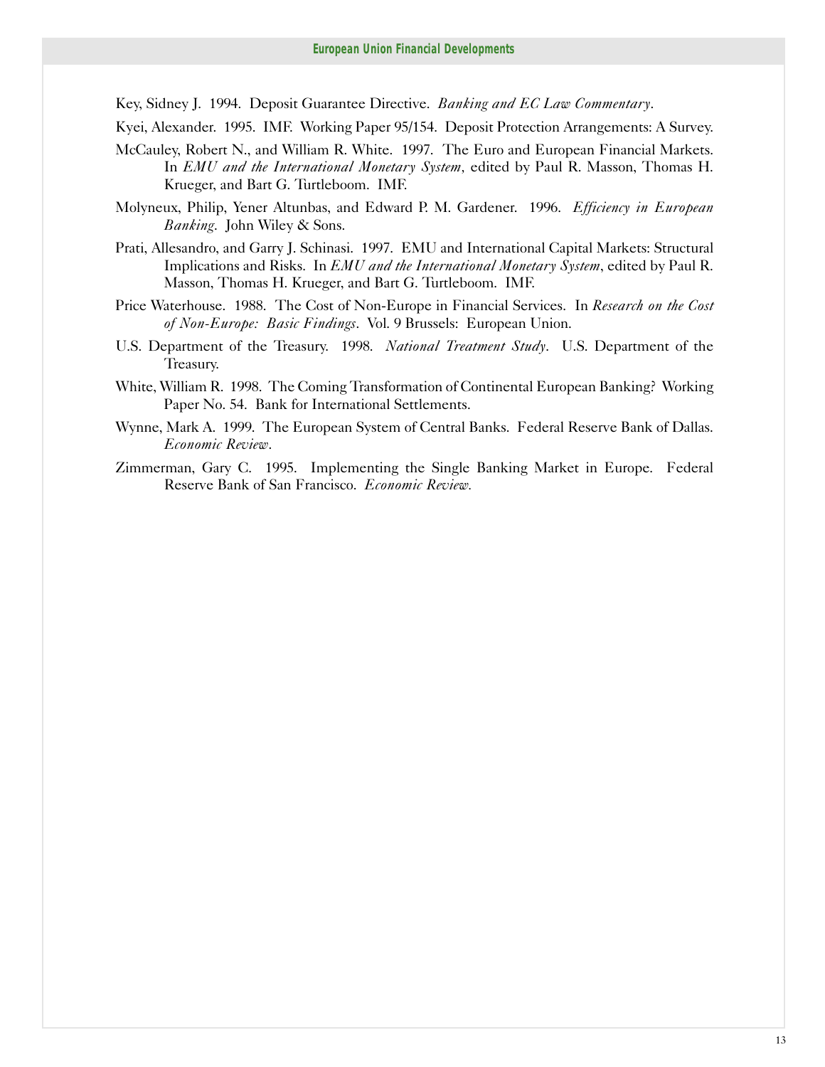Key, Sidney J. 1994. Deposit Guarantee Directive. *Banking and EC Law Commentary*.

Kyei, Alexander. 1995. IMF. Working Paper 95/154. Deposit Protection Arrangements: A Survey.

McCauley, Robert N., and William R. White. 1997. The Euro and European Financial Markets. In *EMU and the International Monetary System*, edited by Paul R. Masson, Thomas H. Krueger, and Bart G. Turtleboom. IMF.

Molyneux, Philip, Yener Altunbas, and Edward P. M. Gardener. 1996. *Efficiency in European Banking*. John Wiley & Sons.

Prati, Allesandro, and Garry J. Schinasi. 1997. EMU and International Capital Markets: Structural Implications and Risks. In *EMU and the International Monetary System*, edited by Paul R. Masson, Thomas H. Krueger, and Bart G. Turtleboom. IMF.

Price Waterhouse. 1988. The Cost of Non-Europe in Financial Services. In *Research on the Cost of Non-Europe: Basic Findings*. Vol. 9 Brussels: European Union.

U.S. Department of the Treasury. 1998. *National Treatment Study*. U.S. Department of the Treasury.

White, William R. 1998. The Coming Transformation of Continental European Banking? Working Paper No. 54. Bank for International Settlements.

Wynne, Mark A. 1999. The European System of Central Banks. Federal Reserve Bank of Dallas. *Economic Review*.

Zimmerman, Gary C. 1995. Implementing the Single Banking Market in Europe. Federal Reserve Bank of San Francisco. *Economic Review.*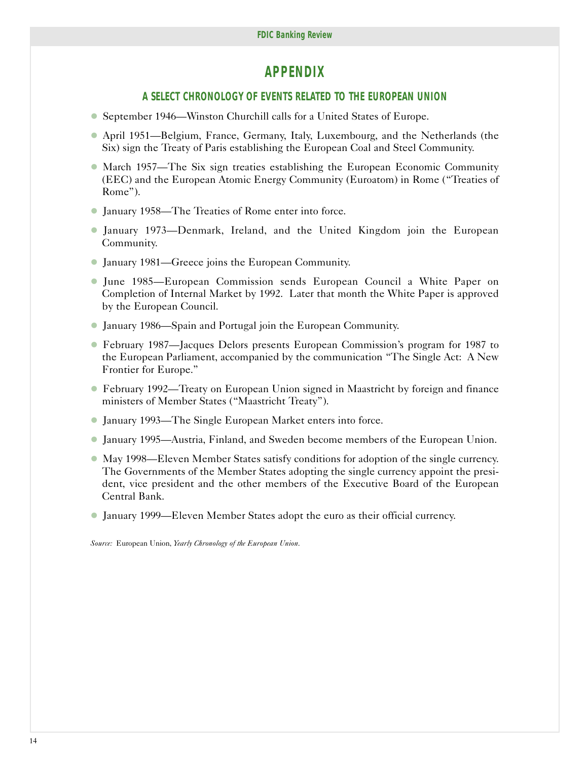# APPENDIX

## A SELECT CHRONOLOGY OF EVENTS RELATED TO THE EUROPEAN UNION

- September 1946—Winston Churchill calls for a United States of Europe.
- April 1951—Belgium, France, Germany, Italy, Luxembourg, and the Netherlands (the Six) sign the Treaty of Paris establishing the European Coal and Steel Community.
- March 1957—The Six sign treaties establishing the European Economic Community (EEC) and the European Atomic Energy Community (Euroatom) in Rome ("Treaties of Rome").
- January 1958—The Treaties of Rome enter into force.
- January 1973—Denmark, Ireland, and the United Kingdom join the European Community.
- January 1981—Greece joins the European Community.
- June 1985—European Commission sends European Council a White Paper on Completion of Internal Market by 1992. Later that month the White Paper is approved by the European Council.
- January 1986—Spain and Portugal join the European Community.
- February 1987—Jacques Delors presents European Commission's program for 1987 to the European Parliament, accompanied by the communication "The Single Act: A New Frontier for Europe."
- February 1992—Treaty on European Union signed in Maastricht by foreign and finance ministers of Member States ("Maastricht Treaty").
- January 1993—The Single European Market enters into force.
- January 1995—Austria, Finland, and Sweden become members of the European Union.
- May 1998—Eleven Member States satisfy conditions for adoption of the single currency. The Governments of the Member States adopting the single currency appoint the president, vice president and the other members of the Executive Board of the European Central Bank.
- January 1999—Eleven Member States adopt the euro as their official currency.

*Source:* European Union, *Yearly Chronology of the European Union*.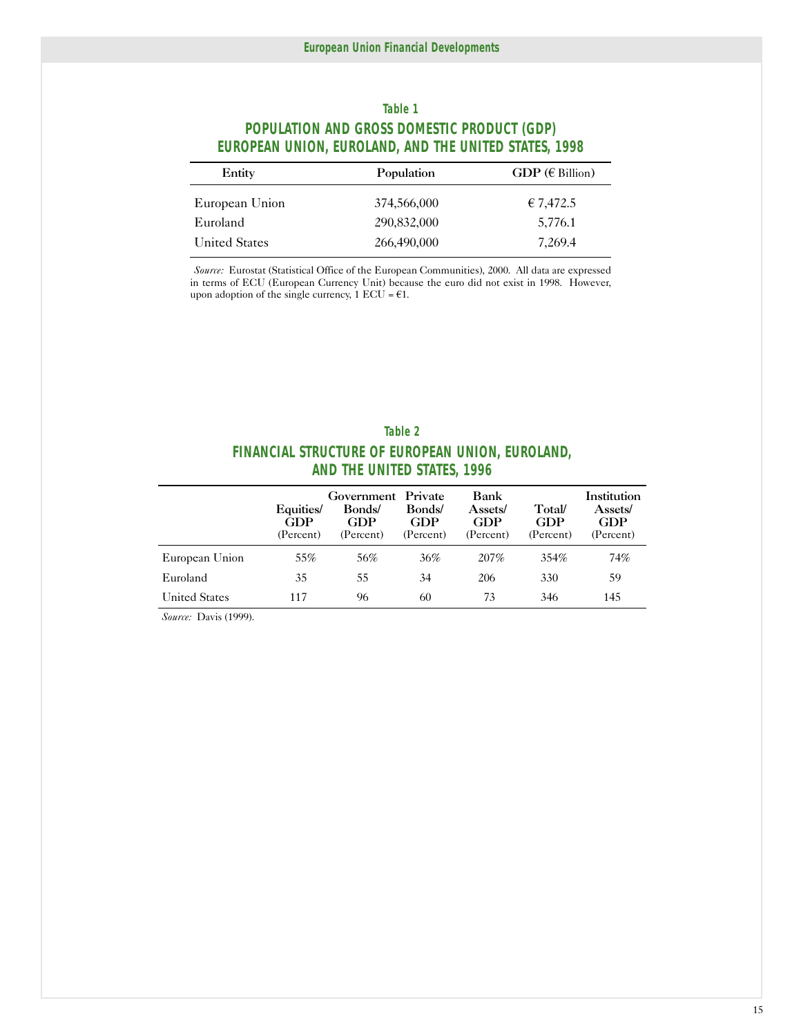### Table 1

**POPULATION AND GROSS DOMESTIC PRODUCT (GDP) EUROPEAN UNION, EUROLAND, AND THE UNITED STATES, 1998**

| Entity | Population | GDP (€ Billion) |
|---|---|---|
| European Union | 374,566,000 | € 7,472.5 |
| Euroland | 290,832,000 | 5,776.1 |
| United States | 266,490,000 | 7,269.4 |

*Source:* Eurostat (Statistical Office of the European Communities), 2000. All data are expressed in terms of ECU (European Currency Unit) because the euro did not exist in 1998. However, upon adoption of the single currency, 1 ECU = €1.

### Table 2

**FINANCIAL STRUCTURE OF EUROPEAN UNION, EUROLAND, AND THE UNITED STATES, 1996**

| | Equities/ GDP (Percent) | Government Bonds/ GDP (Percent) | Private Bonds/ GDP (Percent) | Bank Assets/ GDP (Percent) | Total/ GDP (Percent) | Institution Assets/ GDP (Percent) |
|---|---|---|---|---|---|---|
| European Union | 55% | 56% | 36% | 207% | 354% | 74% |
| Euroland | 35 | 55 | 34 | 206 | 330 | 59 |
| United States | 117 | 96 | 60 | 73 | 346 | 145 |

*Source:* Davis (1999).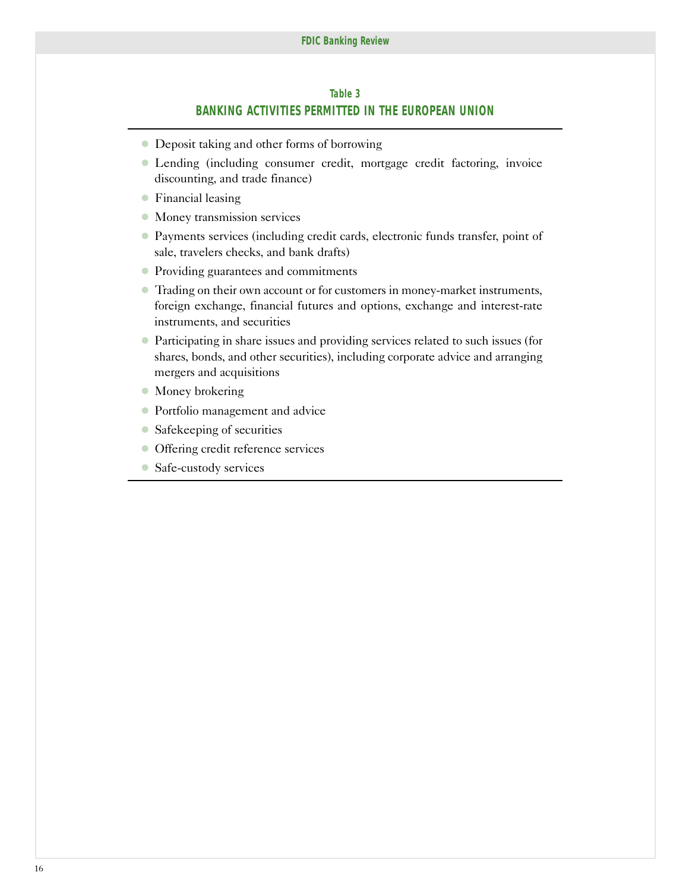**Table 3**

**BANKING ACTIVITIES PERMITTED IN THE EUROPEAN UNION**

- Deposit taking and other forms of borrowing
- Lending (including consumer credit, mortgage credit factoring, invoice discounting, and trade finance)
- Financial leasing
- Money transmission services
- Payments services (including credit cards, electronic funds transfer, point of sale, travelers checks, and bank drafts)
- Providing guarantees and commitments
- Trading on their own account or for customers in money-market instruments, foreign exchange, financial futures and options, exchange and interest-rate instruments, and securities
- Participating in share issues and providing services related to such issues (for shares, bonds, and other securities), including corporate advice and arranging mergers and acquisitions
- Money brokering
- Portfolio management and advice
- Safekeeping of securities
- Offering credit reference services
- Safe-custody services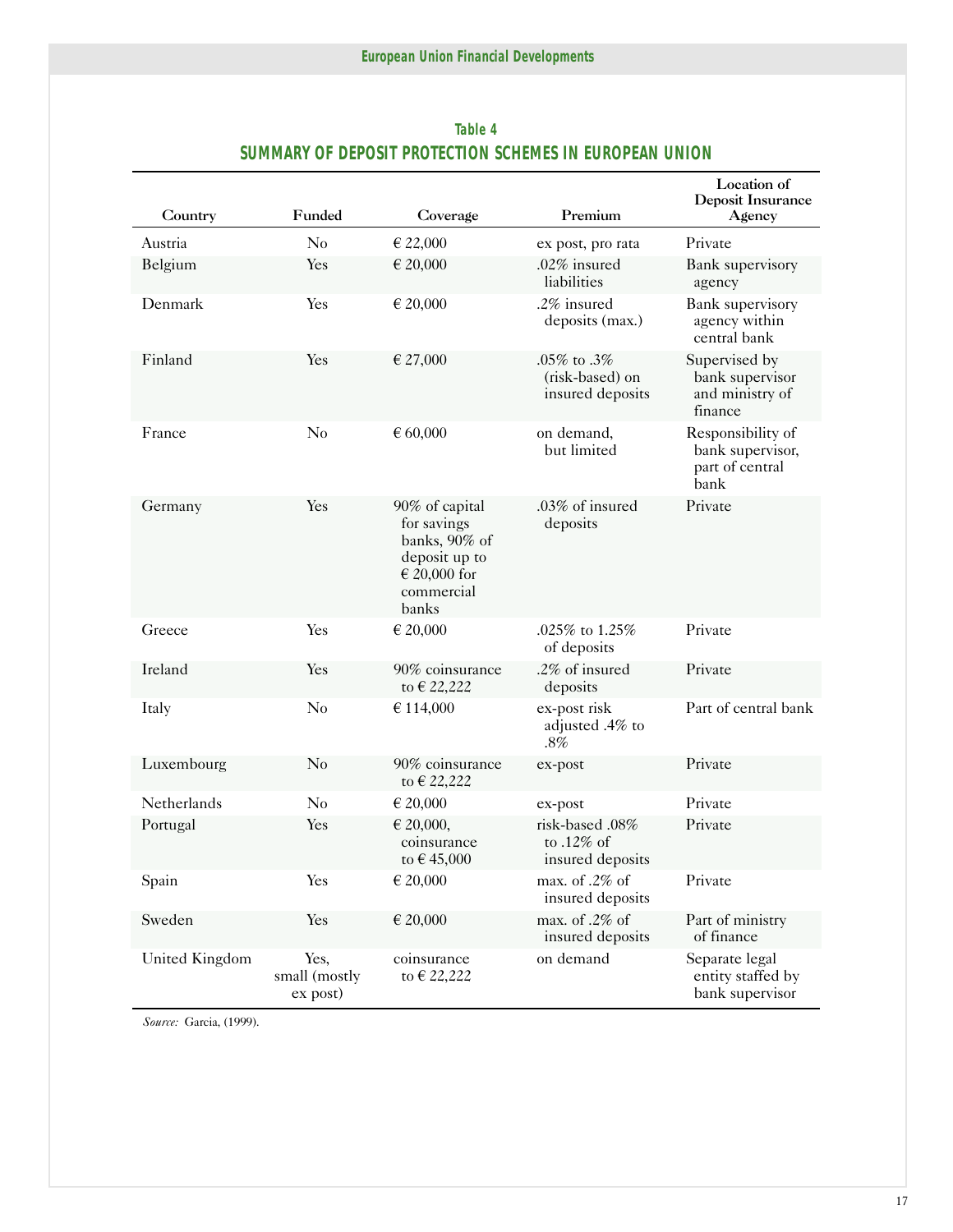**Table 4**

**SUMMARY OF DEPOSIT PROTECTION SCHEMES IN EUROPEAN UNION**

| Country | Funded | Coverage | Premium | Location of Deposit Insurance Agency |
|---|---|---|---|---|
| Austria | No | € 22,000 | ex post, pro rata | Private |
| Belgium | Yes | € 20,000 | .02% insured liabilities | Bank supervisory agency |
| Denmark | Yes | € 20,000 | .2% insured deposits (max.) | Bank supervisory agency within central bank |
| Finland | Yes | € 27,000 | .05% to .3% (risk-based) on insured deposits | Supervised by bank supervisor and ministry of finance |
| France | No | € 60,000 | on demand, but limited | Responsibility of bank supervisor, part of central bank |
| Germany | Yes | 90% of capital for savings banks, 90% of deposit up to € 20,000 for commercial banks | .03% of insured deposits | Private |
| Greece | Yes | € 20,000 | .025% to 1.25% of deposits | Private |
| Ireland | Yes | 90% coinsurance to € 22,222 | .2% of insured deposits | Private |
| Italy | No | € 114,000 | ex-post risk adjusted .4% to .8% | Part of central bank |
| Luxembourg | No | 90% coinsurance to € 22,222 | ex-post | Private |
| Netherlands | No | € 20,000 | ex-post | Private |
| Portugal | Yes | € 20,000, coinsurance to € 45,000 | risk-based .08% to .12% of insured deposits | Private |
| Spain | Yes | € 20,000 | max. of .2% of insured deposits | Private |
| Sweden | Yes | € 20,000 | max. of .2% of insured deposits | Part of ministry of finance |
| United Kingdom | Yes, small (mostly ex post) | coinsurance to € 22,222 | on demand | Separate legal entity staffed by bank supervisor |

*Source:* Garcia, (1999).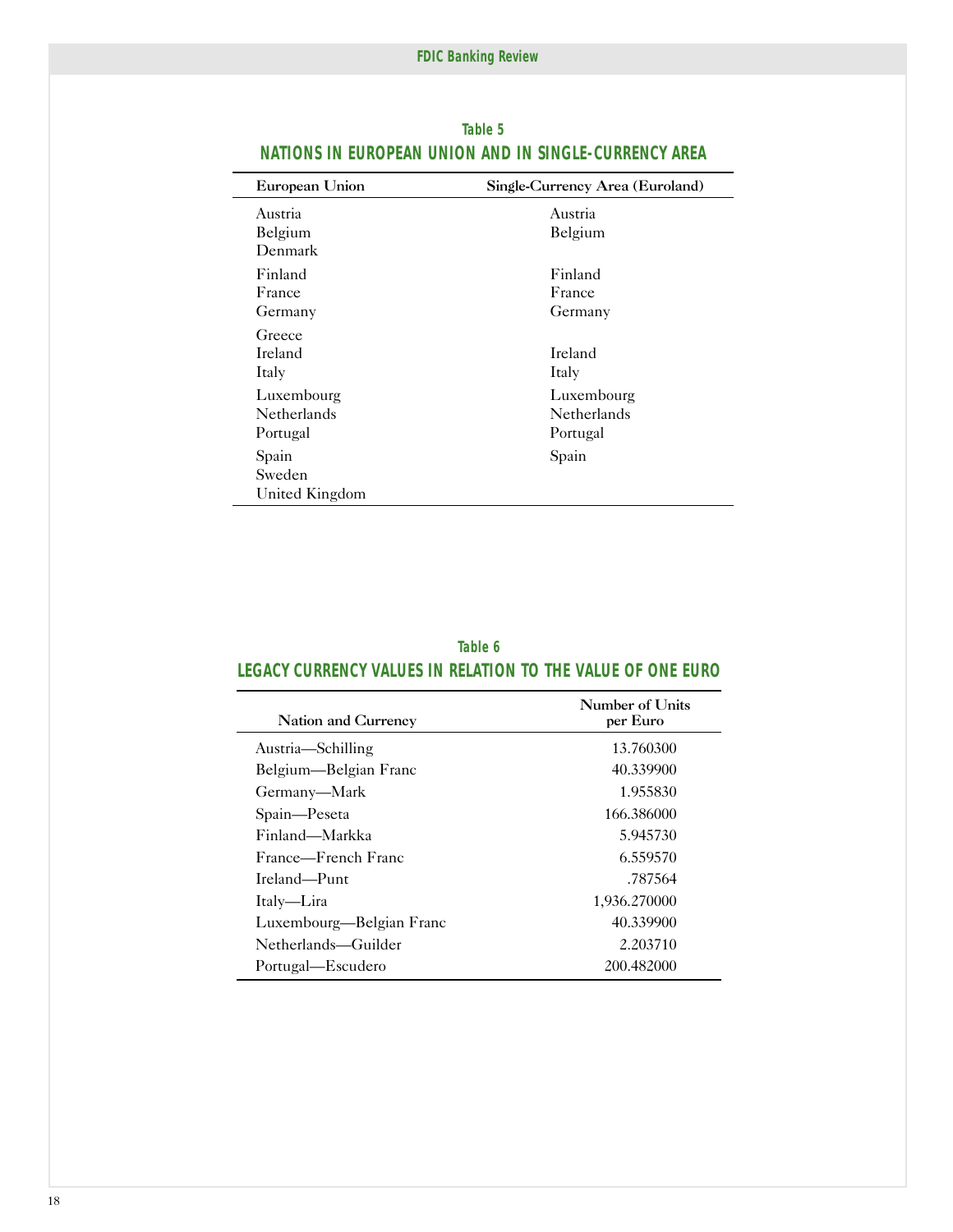**Table 5**

**NATIONS IN EUROPEAN UNION AND IN SINGLE-CURRENCY AREA**

| European Union | Single-Currency Area (Euroland) |
|---|---|
| Austria | Austria |
| Belgium | Belgium |
| Denmark | |
| Finland | Finland |
| France | France |
| Germany | Germany |
| Greece | |
| Ireland | Ireland |
| Italy | Italy |
| Luxembourg | Luxembourg |
| Netherlands | Netherlands |
| Portugal | Portugal |
| Spain | Spain |
| Sweden | |
| United Kingdom | |

**Table 6**

**LEGACY CURRENCY VALUES IN RELATION TO THE VALUE OF ONE EURO**

| Nation and Currency | Number of Units per Euro |
|---|---|
| Austria—Schilling | 13.760300 |
| Belgium—Belgian Franc | 40.339900 |
| Germany—Mark | 1.955830 |
| Spain—Peseta | 166.386000 |
| Finland—Markka | 5.945730 |
| France—French Franc | 6.559570 |
| Ireland—Punt | .787564 |
| Italy—Lira | 1,936.270000 |
| Luxembourg—Belgian Franc | 40.339900 |
| Netherlands—Guilder | 2.203710 |
| Portugal—Escudero | 200.482000 |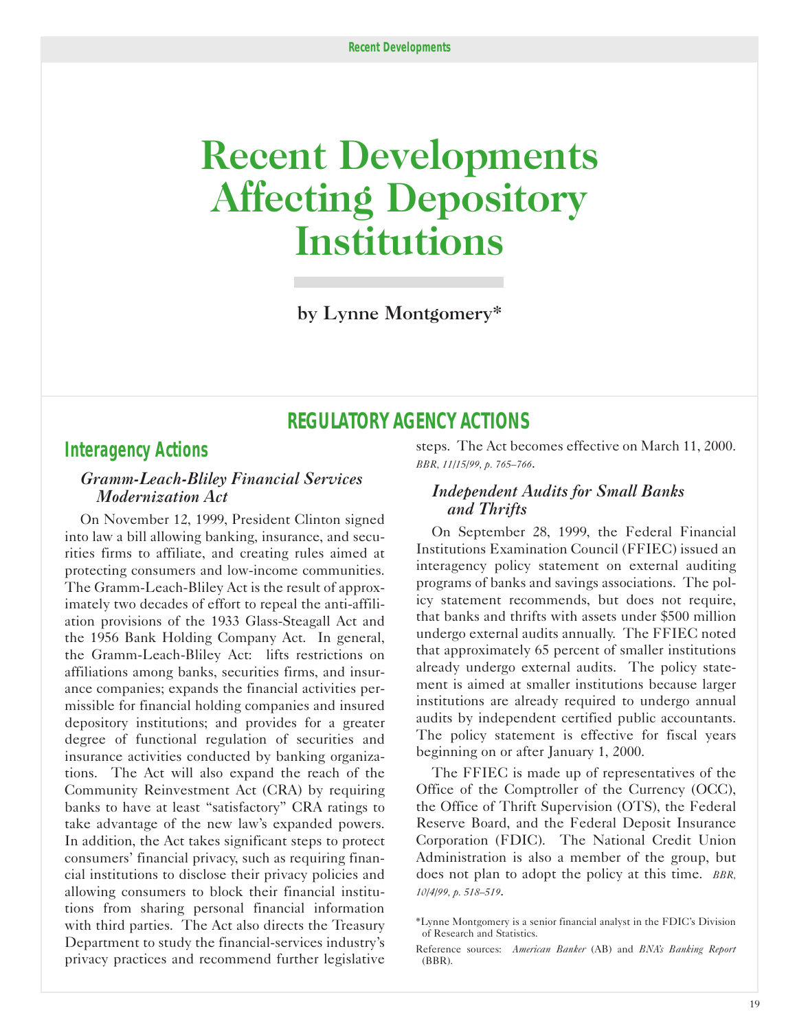# Recent Developments Affecting Depository Institutions

**by Lynne Montgomery***

## REGULATORY AGENCY ACTIONS

### Interagency Actions

#### *Gramm-Leach-Bliley Financial Services Modernization Act*

On November 12, 1999, President Clinton signed into law a bill allowing banking, insurance, and securities firms to affiliate, and creating rules aimed at protecting consumers and low-income communities. The Gramm-Leach-Bliley Act is the result of approximately two decades of effort to repeal the anti-affiliation provisions of the 1933 Glass-Steagall Act and the 1956 Bank Holding Company Act. In general, the Gramm-Leach-Bliley Act: lifts restrictions on affiliations among banks, securities firms, and insurance companies; expands the financial activities permissible for financial holding companies and insured depository institutions; and provides for a greater degree of functional regulation of securities and insurance activities conducted by banking organizations. The Act will also expand the reach of the Community Reinvestment Act (CRA) by requiring banks to have at least "satisfactory" CRA ratings to take advantage of the new law's expanded powers. In addition, the Act takes significant steps to protect consumers' financial privacy, such as requiring financial institutions to disclose their privacy policies and allowing consumers to block their financial institutions from sharing personal financial information with third parties. The Act also directs the Treasury Department to study the financial-services industry's privacy practices and recommend further legislative steps. The Act becomes effective on March 11, 2000. *BBR, 11/15/99, p. 765–766*.

#### *Independent Audits for Small Banks and Thrifts*

On September 28, 1999, the Federal Financial Institutions Examination Council (FFIEC) issued an interagency policy statement on external auditing programs of banks and savings associations. The policy statement recommends, but does not require, that banks and thrifts with assets under $500 million undergo external audits annually. The FFIEC noted that approximately 65 percent of smaller institutions already undergo external audits. The policy statement is aimed at smaller institutions because larger institutions are already required to undergo annual audits by independent certified public accountants. The policy statement is effective for fiscal years beginning on or after January 1, 2000.

The FFIEC is made up of representatives of the Office of the Comptroller of the Currency (OCC), the Office of Thrift Supervision (OTS), the Federal Reserve Board, and the Federal Deposit Insurance Corporation (FDIC). The National Credit Union Administration is also a member of the group, but does not plan to adopt the policy at this time. *BBR, 10/4/99, p. 518–519*.

*Lynne Montgomery is a senior financial analyst in the FDIC's Division of Research and Statistics.

Reference sources: *American Banker* (AB) and *BNA's Banking Report* (BBR).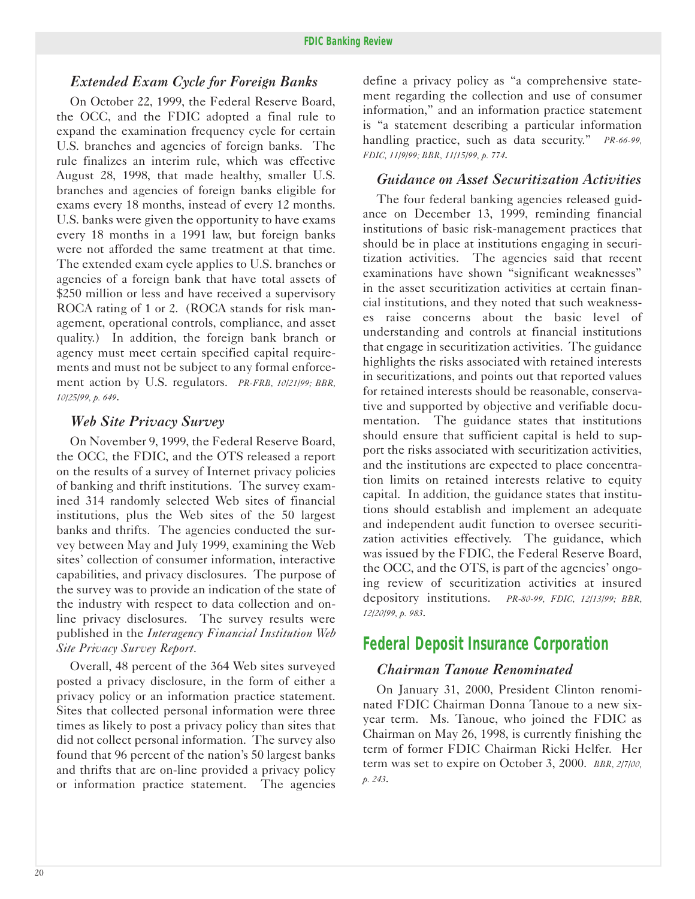### *Extended Exam Cycle for Foreign Banks*

On October 22, 1999, the Federal Reserve Board, the OCC, and the FDIC adopted a final rule to expand the examination frequency cycle for certain U.S. branches and agencies of foreign banks. The rule finalizes an interim rule, which was effective August 28, 1998, that made healthy, smaller U.S. branches and agencies of foreign banks eligible for exams every 18 months, instead of every 12 months. U.S. banks were given the opportunity to have exams every 18 months in a 1991 law, but foreign banks were not afforded the same treatment at that time. The extended exam cycle applies to U.S. branches or agencies of a foreign bank that have total assets of $250 million or less and have received a supervisory ROCA rating of 1 or 2. (ROCA stands for risk management, operational controls, compliance, and asset quality.) In addition, the foreign bank branch or agency must meet certain specified capital requirements and must not be subject to any formal enforcement action by U.S. regulators. *PR-FRB, 10/21/99; BBR, 10/25/99, p. 649*.

### *Web Site Privacy Survey*

On November 9, 1999, the Federal Reserve Board, the OCC, the FDIC, and the OTS released a report on the results of a survey of Internet privacy policies of banking and thrift institutions. The survey examined 314 randomly selected Web sites of financial institutions, plus the Web sites of the 50 largest banks and thrifts. The agencies conducted the survey between May and July 1999, examining the Web sites' collection of consumer information, interactive capabilities, and privacy disclosures. The purpose of the survey was to provide an indication of the state of the industry with respect to data collection and online privacy disclosures. The survey results were published in the *Interagency Financial Institution Web Site Privacy Survey Report*.

Overall, 48 percent of the 364 Web sites surveyed posted a privacy disclosure, in the form of either a privacy policy or an information practice statement. Sites that collected personal information were three times as likely to post a privacy policy than sites that did not collect personal information. The survey also found that 96 percent of the nation's 50 largest banks and thrifts that are on-line provided a privacy policy or information practice statement. The agencies define a privacy policy as "a comprehensive statement regarding the collection and use of consumer information," and an information practice statement is "a statement describing a particular information handling practice, such as data security." *PR-66-99, FDIC, 11/9/99; BBR, 11/15/99, p. 774*.

### *Guidance on Asset Securitization Activities*

The four federal banking agencies released guidance on December 13, 1999, reminding financial institutions of basic risk-management practices that should be in place at institutions engaging in securitization activities. The agencies said that recent examinations have shown "significant weaknesses" in the asset securitization activities at certain financial institutions, and they noted that such weaknesses raise concerns about the basic level of understanding and controls at financial institutions that engage in securitization activities. The guidance highlights the risks associated with retained interests in securitizations, and points out that reported values for retained interests should be reasonable, conservative and supported by objective and verifiable documentation. The guidance states that institutions should ensure that sufficient capital is held to support the risks associated with securitization activities, and the institutions are expected to place concentration limits on retained interests relative to equity capital. In addition, the guidance states that institutions should establish and implement an adequate and independent audit function to oversee securitization activities effectively. The guidance, which was issued by the FDIC, the Federal Reserve Board, the OCC, and the OTS, is part of the agencies' ongoing review of securitization activities at insured depository institutions. *PR-80-99, FDIC, 12/13/99; BBR, 12/20/99, p. 983*.

## Federal Deposit Insurance Corporation

### *Chairman Tanoue Renominated*

On January 31, 2000, President Clinton renominated FDIC Chairman Donna Tanoue to a new six-year term. Ms. Tanoue, who joined the FDIC as Chairman on May 26, 1998, is currently finishing the term of former FDIC Chairman Ricki Helfer. Her term was set to expire on October 3, 2000. *BBR, 2/7/00, p. 243*.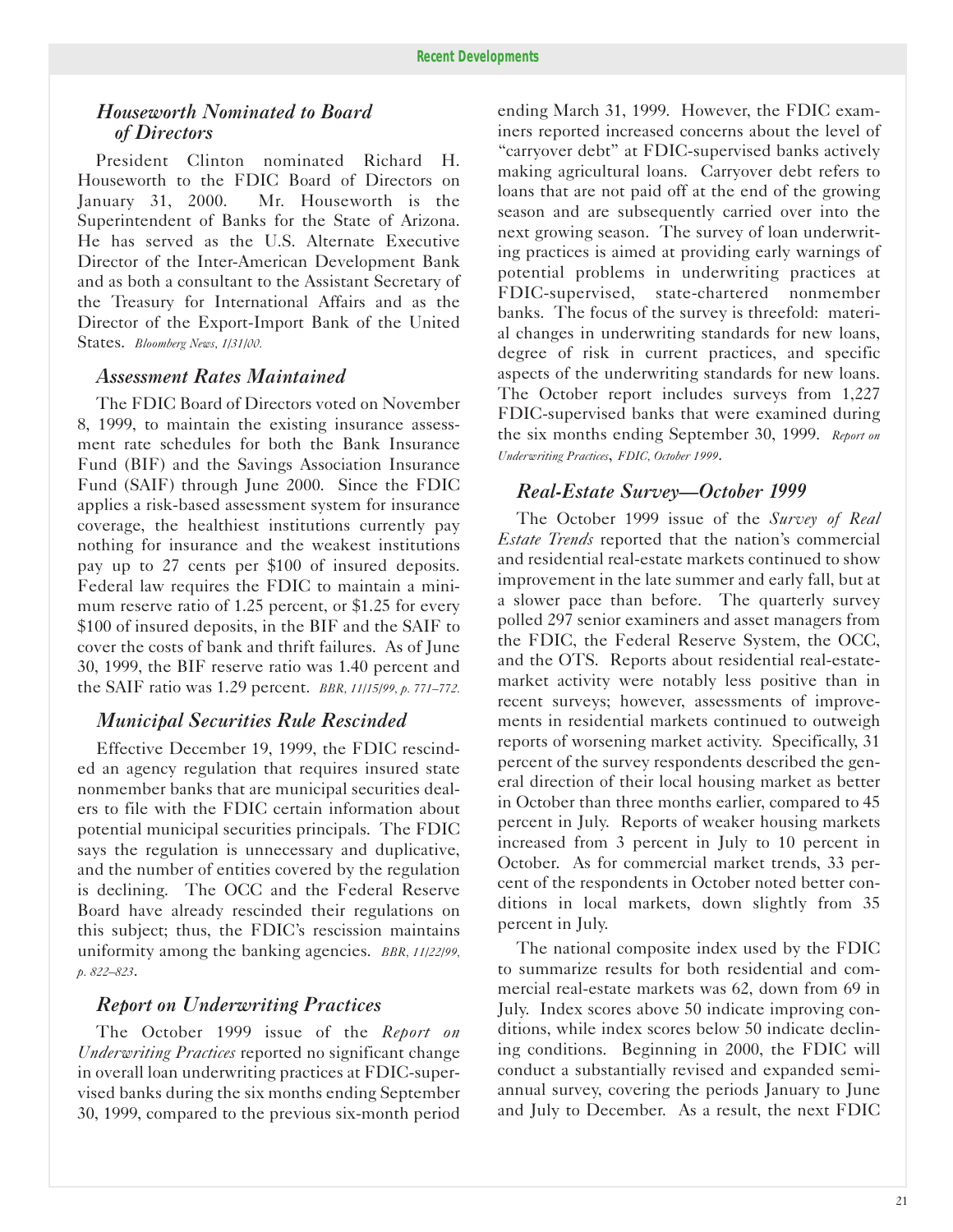### *Houseworth Nominated to Board of Directors*

President Clinton nominated Richard H. Houseworth to the FDIC Board of Directors on January 31, 2000. Mr. Houseworth is the Superintendent of Banks for the State of Arizona. He has served as the U.S. Alternate Executive Director of the Inter-American Development Bank and as both a consultant to the Assistant Secretary of the Treasury for International Affairs and as the Director of the Export-Import Bank of the United States. *Bloomberg News, 1/31/00.*

### *Assessment Rates Maintained*

The FDIC Board of Directors voted on November 8, 1999, to maintain the existing insurance assessment rate schedules for both the Bank Insurance Fund (BIF) and the Savings Association Insurance Fund (SAIF) through June 2000. Since the FDIC applies a risk-based assessment system for insurance coverage, the healthiest institutions currently pay nothing for insurance and the weakest institutions pay up to 27 cents per $100 of insured deposits. Federal law requires the FDIC to maintain a minimum reserve ratio of 1.25 percent, or $1.25 for every $100 of insured deposits, in the BIF and the SAIF to cover the costs of bank and thrift failures. As of June 30, 1999, the BIF reserve ratio was 1.40 percent and the SAIF ratio was 1.29 percent. *BBR, 11/15/99, p. 771–772.*

### *Municipal Securities Rule Rescinded*

Effective December 19, 1999, the FDIC rescinded an agency regulation that requires insured state nonmember banks that are municipal securities dealers to file with the FDIC certain information about potential municipal securities principals. The FDIC says the regulation is unnecessary and duplicative, and the number of entities covered by the regulation is declining. The OCC and the Federal Reserve Board have already rescinded their regulations on this subject; thus, the FDIC's rescission maintains uniformity among the banking agencies. *BBR, 11/22/99, p. 822–823.*

### *Report on Underwriting Practices*

The October 1999 issue of the *Report on Underwriting Practices* reported no significant change in overall loan underwriting practices at FDIC-supervised banks during the six months ending September 30, 1999, compared to the previous six-month period ending March 31, 1999. However, the FDIC examiners reported increased concerns about the level of "carryover debt" at FDIC-supervised banks actively making agricultural loans. Carryover debt refers to loans that are not paid off at the end of the growing season and are subsequently carried over into the next growing season. The survey of loan underwriting practices is aimed at providing early warnings of potential problems in underwriting practices at FDIC-supervised, state-chartered nonmember banks. The focus of the survey is threefold: material changes in underwriting standards for new loans, degree of risk in current practices, and specific aspects of the underwriting standards for new loans. The October report includes surveys from 1,227 FDIC-supervised banks that were examined during the six months ending September 30, 1999. *Report on Underwriting Practices, FDIC, October 1999.*

### *Real-Estate Survey—October 1999*

The October 1999 issue of the *Survey of Real Estate Trends* reported that the nation's commercial and residential real-estate markets continued to show improvement in the late summer and early fall, but at a slower pace than before. The quarterly survey polled 297 senior examiners and asset managers from the FDIC, the Federal Reserve System, the OCC, and the OTS. Reports about residential real-estate-market activity were notably less positive than in recent surveys; however, assessments of improvements in residential markets continued to outweigh reports of worsening market activity. Specifically, 31 percent of the survey respondents described the general direction of their local housing market as better in October than three months earlier, compared to 45 percent in July. Reports of weaker housing markets increased from 3 percent in July to 10 percent in October. As for commercial market trends, 33 percent of the respondents in October noted better conditions in local markets, down slightly from 35 percent in July.

The national composite index used by the FDIC to summarize results for both residential and commercial real-estate markets was 62, down from 69 in July. Index scores above 50 indicate improving conditions, while index scores below 50 indicate declining conditions. Beginning in 2000, the FDIC will conduct a substantially revised and expanded semiannual survey, covering the periods January to June and July to December. As a result, the next FDIC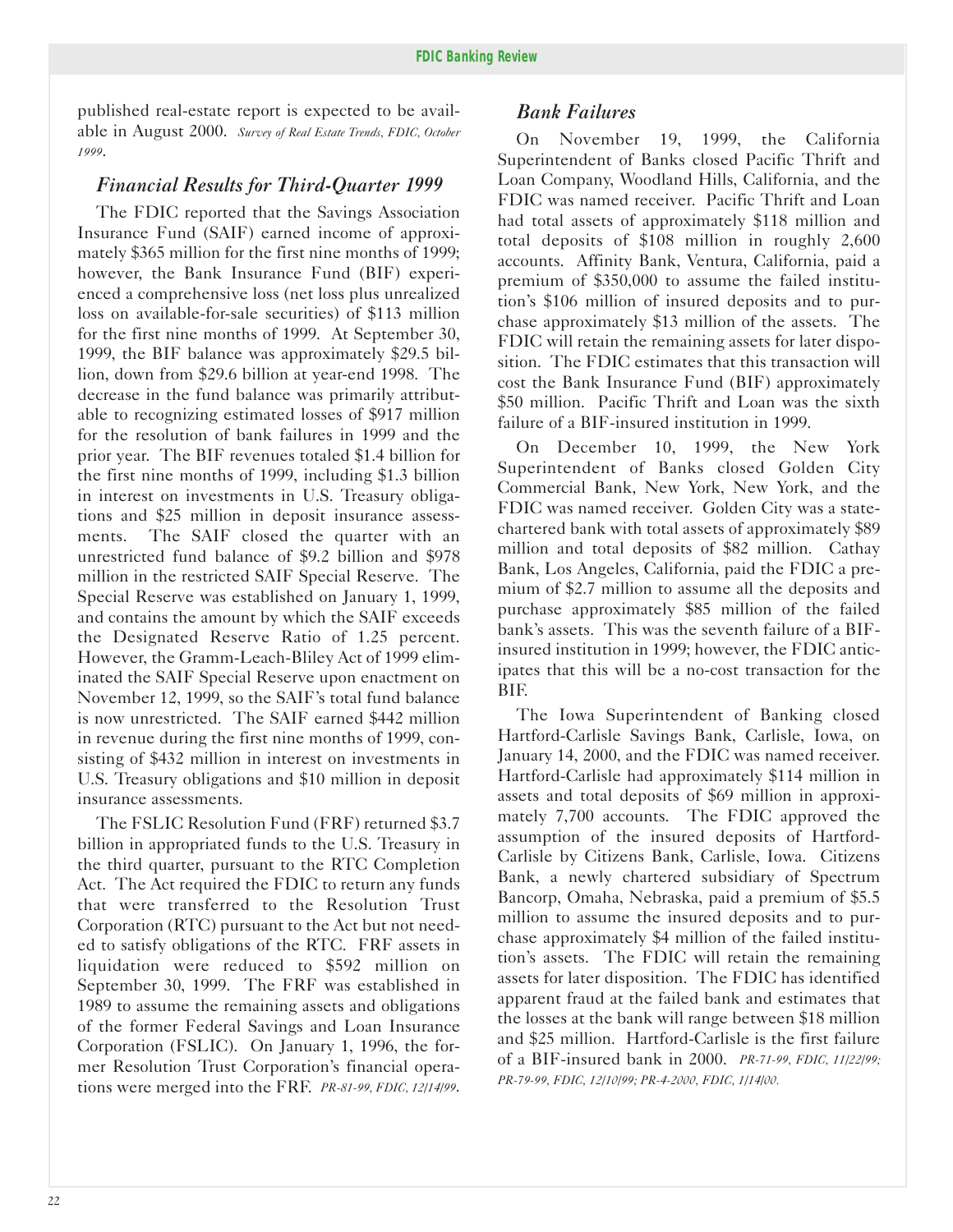published real-estate report is expected to be available in August 2000. *Survey of Real Estate Trends, FDIC, October 1999.*

### *Financial Results for Third-Quarter 1999*

The FDIC reported that the Savings Association Insurance Fund (SAIF) earned income of approximately $365 million for the first nine months of 1999; however, the Bank Insurance Fund (BIF) experienced a comprehensive loss (net loss plus unrealized loss on available-for-sale securities) of $113 million for the first nine months of 1999. At September 30, 1999, the BIF balance was approximately $29.5 billion, down from $29.6 billion at year-end 1998. The decrease in the fund balance was primarily attributable to recognizing estimated losses of $917 million for the resolution of bank failures in 1999 and the prior year. The BIF revenues totaled $1.4 billion for the first nine months of 1999, including $1.3 billion in interest on investments in U.S. Treasury obligations and $25 million in deposit insurance assessments. The SAIF closed the quarter with an unrestricted fund balance of $9.2 billion and $978 million in the restricted SAIF Special Reserve. The Special Reserve was established on January 1, 1999, and contains the amount by which the SAIF exceeds the Designated Reserve Ratio of 1.25 percent. However, the Gramm-Leach-Bliley Act of 1999 eliminated the SAIF Special Reserve upon enactment on November 12, 1999, so the SAIF's total fund balance is now unrestricted. The SAIF earned $442 million in revenue during the first nine months of 1999, consisting of $432 million in interest on investments in U.S. Treasury obligations and $10 million in deposit insurance assessments.

The FSLIC Resolution Fund (FRF) returned $3.7 billion in appropriated funds to the U.S. Treasury in the third quarter, pursuant to the RTC Completion Act. The Act required the FDIC to return any funds that were transferred to the Resolution Trust Corporation (RTC) pursuant to the Act but not needed to satisfy obligations of the RTC. FRF assets in liquidation were reduced to $592 million on September 30, 1999. The FRF was established in 1989 to assume the remaining assets and obligations of the former Federal Savings and Loan Insurance Corporation (FSLIC). On January 1, 1996, the former Resolution Trust Corporation's financial operations were merged into the FRF. *PR-81-99, FDIC, 12/14/99.*

### *Bank Failures*

On November 19, 1999, the California Superintendent of Banks closed Pacific Thrift and Loan Company, Woodland Hills, California, and the FDIC was named receiver. Pacific Thrift and Loan had total assets of approximately $118 million and total deposits of $108 million in roughly 2,600 accounts. Affinity Bank, Ventura, California, paid a premium of $350,000 to assume the failed institution's $106 million of insured deposits and to purchase approximately $13 million of the assets. The FDIC will retain the remaining assets for later disposition. The FDIC estimates that this transaction will cost the Bank Insurance Fund (BIF) approximately $50 million. Pacific Thrift and Loan was the sixth failure of a BIF-insured institution in 1999.

On December 10, 1999, the New York Superintendent of Banks closed Golden City Commercial Bank, New York, New York, and the FDIC was named receiver. Golden City was a state-chartered bank with total assets of approximately $89 million and total deposits of $82 million. Cathay Bank, Los Angeles, California, paid the FDIC a premium of $2.7 million to assume all the deposits and purchase approximately $85 million of the failed bank's assets. This was the seventh failure of a BIF-insured institution in 1999; however, the FDIC anticipates that this will be a no-cost transaction for the BIF.

The Iowa Superintendent of Banking closed Hartford-Carlisle Savings Bank, Carlisle, Iowa, on January 14, 2000, and the FDIC was named receiver. Hartford-Carlisle had approximately $114 million in assets and total deposits of $69 million in approximately 7,700 accounts. The FDIC approved the assumption of the insured deposits of Hartford-Carlisle by Citizens Bank, Carlisle, Iowa. Citizens Bank, a newly chartered subsidiary of Spectrum Bancorp, Omaha, Nebraska, paid a premium of $5.5 million to assume the insured deposits and to purchase approximately $4 million of the failed institution's assets. The FDIC will retain the remaining assets for later disposition. The FDIC has identified apparent fraud at the failed bank and estimates that the losses at the bank will range between $18 million and $25 million. Hartford-Carlisle is the first failure of a BIF-insured bank in 2000. *PR-71-99, FDIC, 11/22/99; PR-79-99, FDIC, 12/10/99; PR-4-2000, FDIC, 1/14/00.*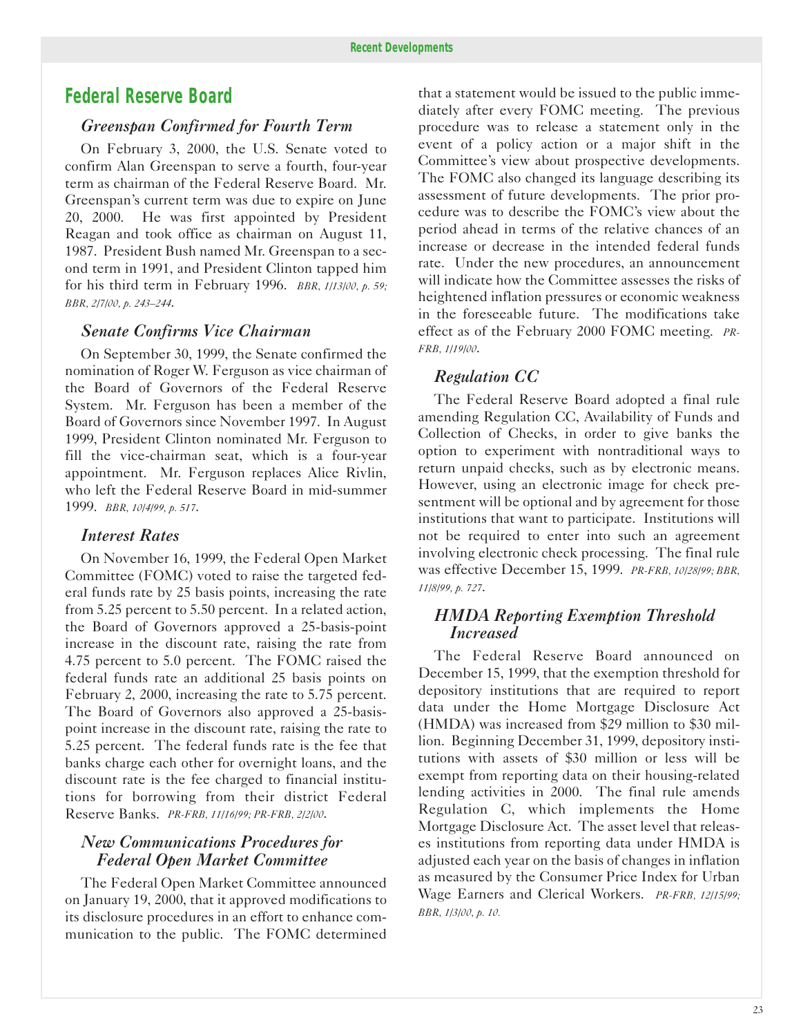## Federal Reserve Board

### *Greenspan Confirmed for Fourth Term*

On February 3, 2000, the U.S. Senate voted to confirm Alan Greenspan to serve a fourth, four-year term as chairman of the Federal Reserve Board. Mr. Greenspan's current term was due to expire on June 20, 2000. He was first appointed by President Reagan and took office as chairman on August 11, 1987. President Bush named Mr. Greenspan to a second term in 1991, and President Clinton tapped him for his third term in February 1996. *BBR, 1/13/00, p. 59; BBR, 2/7/00, p. 243–244.*

### *Senate Confirms Vice Chairman*

On September 30, 1999, the Senate confirmed the nomination of Roger W. Ferguson as vice chairman of the Board of Governors of the Federal Reserve System. Mr. Ferguson has been a member of the Board of Governors since November 1997. In August 1999, President Clinton nominated Mr. Ferguson to fill the vice-chairman seat, which is a four-year appointment. Mr. Ferguson replaces Alice Rivlin, who left the Federal Reserve Board in mid-summer 1999. *BBR, 10/4/99, p. 517.*

### *Interest Rates*

On November 16, 1999, the Federal Open Market Committee (FOMC) voted to raise the targeted federal funds rate by 25 basis points, increasing the rate from 5.25 percent to 5.50 percent. In a related action, the Board of Governors approved a 25-basis-point increase in the discount rate, raising the rate from 4.75 percent to 5.0 percent. The FOMC raised the federal funds rate an additional 25 basis points on February 2, 2000, increasing the rate to 5.75 percent. The Board of Governors also approved a 25-basis-point increase in the discount rate, raising the rate to 5.25 percent. The federal funds rate is the fee that banks charge each other for overnight loans, and the discount rate is the fee charged to financial institutions for borrowing from their district Federal Reserve Banks. *PR-FRB, 11/16/99; PR-FRB, 2/2/00.*

### *New Communications Procedures for Federal Open Market Committee*

The Federal Open Market Committee announced on January 19, 2000, that it approved modifications to its disclosure procedures in an effort to enhance communication to the public. The FOMC determined that a statement would be issued to the public immediately after every FOMC meeting. The previous procedure was to release a statement only in the event of a policy action or a major shift in the Committee's view about prospective developments. The FOMC also changed its language describing its assessment of future developments. The prior procedure was to describe the FOMC's view about the period ahead in terms of the relative chances of an increase or decrease in the intended federal funds rate. Under the new procedures, an announcement will indicate how the Committee assesses the risks of heightened inflation pressures or economic weakness in the foreseeable future. The modifications take effect as of the February 2000 FOMC meeting. *PR-FRB, 1/19/00.*

### *Regulation CC*

The Federal Reserve Board adopted a final rule amending Regulation CC, Availability of Funds and Collection of Checks, in order to give banks the option to experiment with nontraditional ways to return unpaid checks, such as by electronic means. However, using an electronic image for check presentment will be optional and by agreement for those institutions that want to participate. Institutions will not be required to enter into such an agreement involving electronic check processing. The final rule was effective December 15, 1999. *PR-FRB, 10/28/99; BBR, 11/8/99, p. 727.*

### *HMDA Reporting Exemption Threshold Increased*

The Federal Reserve Board announced on December 15, 1999, that the exemption threshold for depository institutions that are required to report data under the Home Mortgage Disclosure Act (HMDA) was increased from $29 million to $30 million. Beginning December 31, 1999, depository institutions with assets of $30 million or less will be exempt from reporting data on their housing-related lending activities in 2000. The final rule amends Regulation C, which implements the Home Mortgage Disclosure Act. The asset level that releases institutions from reporting data under HMDA is adjusted each year on the basis of changes in inflation as measured by the Consumer Price Index for Urban Wage Earners and Clerical Workers. *PR-FRB, 12/15/99; BBR, 1/3/00, p. 10.*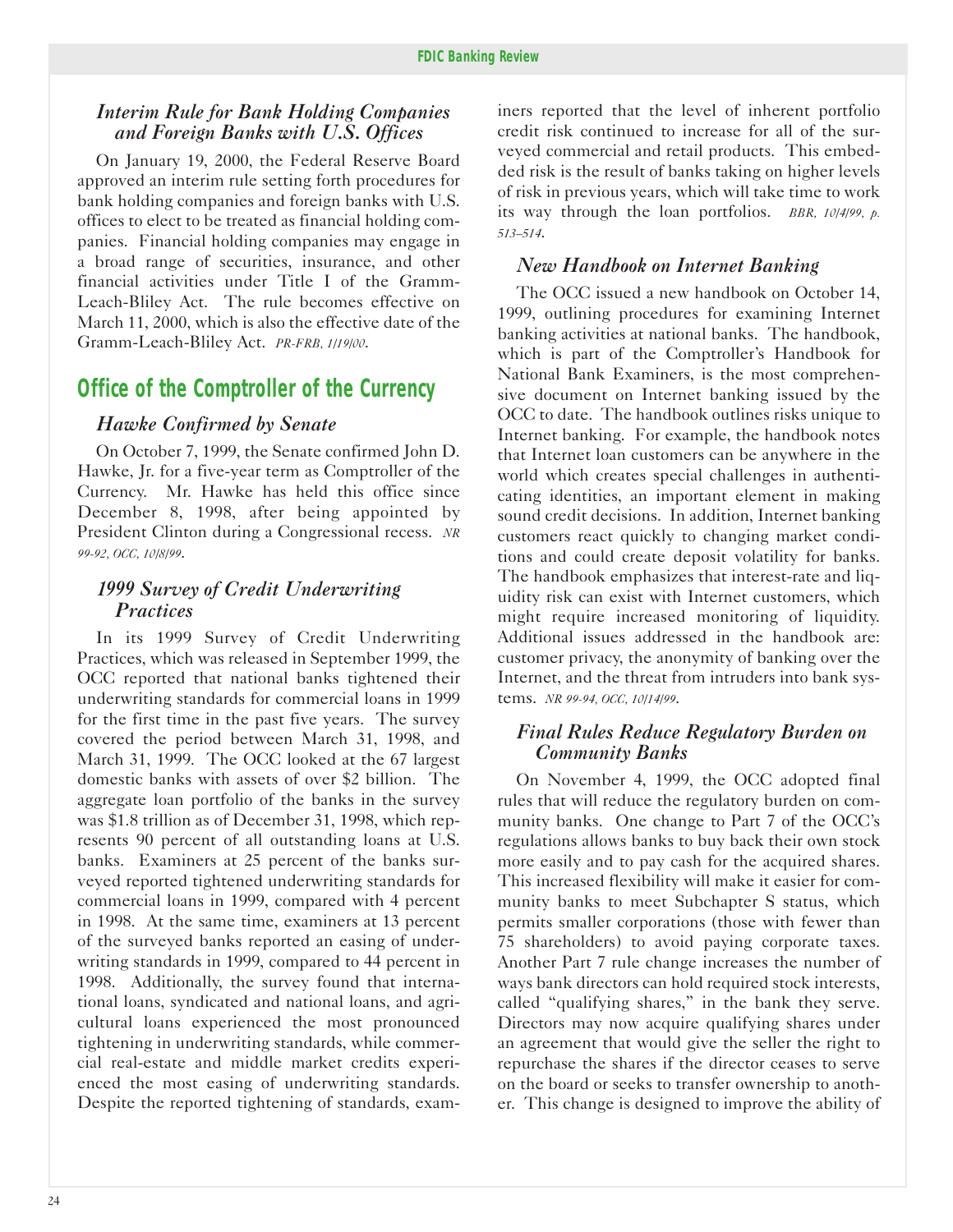### *Interim Rule for Bank Holding Companies and Foreign Banks with U.S. Offices*

On January 19, 2000, the Federal Reserve Board approved an interim rule setting forth procedures for bank holding companies and foreign banks with U.S. offices to elect to be treated as financial holding companies. Financial holding companies may engage in a broad range of securities, insurance, and other financial activities under Title I of the Gramm-Leach-Bliley Act. The rule becomes effective on March 11, 2000, which is also the effective date of the Gramm-Leach-Bliley Act. *PR-FRB, 1/19/00.*

## Office of the Comptroller of the Currency

### *Hawke Confirmed by Senate*

On October 7, 1999, the Senate confirmed John D. Hawke, Jr. for a five-year term as Comptroller of the Currency. Mr. Hawke has held this office since December 8, 1998, after being appointed by President Clinton during a Congressional recess. *NR 99-92, OCC, 10/8/99.*

### *1999 Survey of Credit Underwriting Practices*

In its 1999 Survey of Credit Underwriting Practices, which was released in September 1999, the OCC reported that national banks tightened their underwriting standards for commercial loans in 1999 for the first time in the past five years. The survey covered the period between March 31, 1998, and March 31, 1999. The OCC looked at the 67 largest domestic banks with assets of over $2 billion. The aggregate loan portfolio of the banks in the survey was $1.8 trillion as of December 31, 1998, which represents 90 percent of all outstanding loans at U.S. banks. Examiners at 25 percent of the banks surveyed reported tightened underwriting standards for commercial loans in 1999, compared with 4 percent in 1998. At the same time, examiners at 13 percent of the surveyed banks reported an easing of underwriting standards in 1999, compared to 44 percent in 1998. Additionally, the survey found that international loans, syndicated and national loans, and agricultural loans experienced the most pronounced tightening in underwriting standards, while commercial real-estate and middle market credits experienced the most easing of underwriting standards. Despite the reported tightening of standards, examiners reported that the level of inherent portfolio credit risk continued to increase for all of the surveyed commercial and retail products. This embedded risk is the result of banks taking on higher levels of risk in previous years, which will take time to work its way through the loan portfolios. *BBR, 10/4/99, p. 513–514.*

### *New Handbook on Internet Banking*

The OCC issued a new handbook on October 14, 1999, outlining procedures for examining Internet banking activities at national banks. The handbook, which is part of the Comptroller's Handbook for National Bank Examiners, is the most comprehensive document on Internet banking issued by the OCC to date. The handbook outlines risks unique to Internet banking. For example, the handbook notes that Internet loan customers can be anywhere in the world which creates special challenges in authenticating identities, an important element in making sound credit decisions. In addition, Internet banking customers react quickly to changing market conditions and could create deposit volatility for banks. The handbook emphasizes that interest-rate and liquidity risk can exist with Internet customers, which might require increased monitoring of liquidity. Additional issues addressed in the handbook are: customer privacy, the anonymity of banking over the Internet, and the threat from intruders into bank systems. *NR 99-94, OCC, 10/14/99.*

### *Final Rules Reduce Regulatory Burden on Community Banks*

On November 4, 1999, the OCC adopted final rules that will reduce the regulatory burden on community banks. One change to Part 7 of the OCC's regulations allows banks to buy back their own stock more easily and to pay cash for the acquired shares. This increased flexibility will make it easier for community banks to meet Subchapter S status, which permits smaller corporations (those with fewer than 75 shareholders) to avoid paying corporate taxes. Another Part 7 rule change increases the number of ways bank directors can hold required stock interests, called "qualifying shares," in the bank they serve. Directors may now acquire qualifying shares under an agreement that would give the seller the right to repurchase the shares if the director ceases to serve on the board or seeks to transfer ownership to another. This change is designed to improve the ability of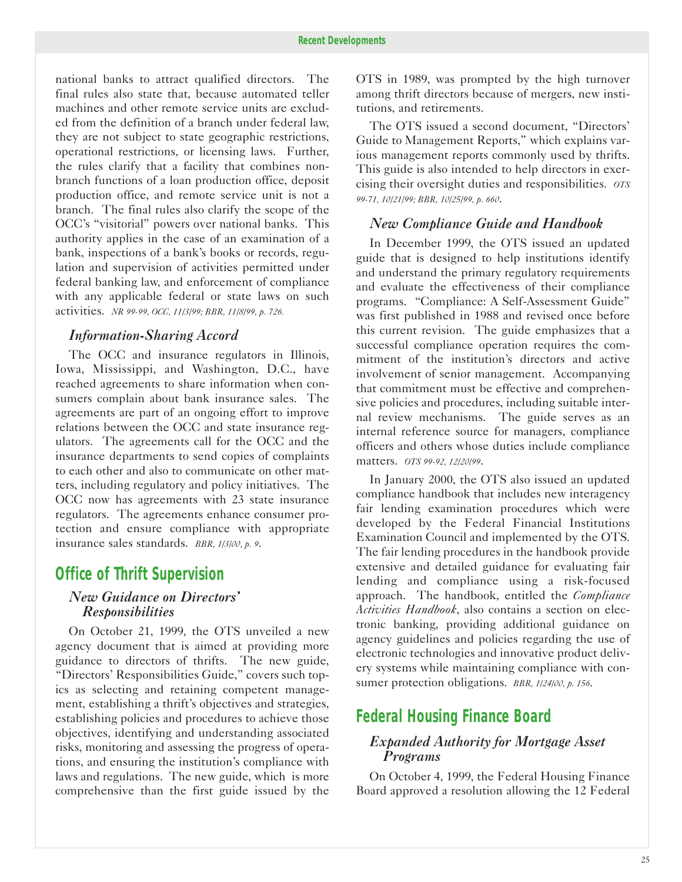national banks to attract qualified directors. The final rules also state that, because automated teller machines and other remote service units are excluded from the definition of a branch under federal law, they are not subject to state geographic restrictions, operational restrictions, or licensing laws. Further, the rules clarify that a facility that combines nonbranch functions of a loan production office, deposit production office, and remote service unit is not a branch. The final rules also clarify the scope of the OCC's "visitorial" powers over national banks. This authority applies in the case of an examination of a bank, inspections of a bank's books or records, regulation and supervision of activities permitted under federal banking law, and enforcement of compliance with any applicable federal or state laws on such activities. *NR 99-99, OCC, 11/3/99; BBR, 11/8/99, p. 726.*

### *Information-Sharing Accord*

The OCC and insurance regulators in Illinois, Iowa, Mississippi, and Washington, D.C., have reached agreements to share information when consumers complain about bank insurance sales. The agreements are part of an ongoing effort to improve relations between the OCC and state insurance regulators. The agreements call for the OCC and the insurance departments to send copies of complaints to each other and also to communicate on other matters, including regulatory and policy initiatives. The OCC now has agreements with 23 state insurance regulators. The agreements enhance consumer protection and ensure compliance with appropriate insurance sales standards. *BBR, 1/3/00, p. 9.*

## Office of Thrift Supervision

### *New Guidance on Directors' Responsibilities*

On October 21, 1999, the OTS unveiled a new agency document that is aimed at providing more guidance to directors of thrifts. The new guide, "Directors' Responsibilities Guide," covers such topics as selecting and retaining competent management, establishing a thrift's objectives and strategies, establishing policies and procedures to achieve those objectives, identifying and understanding associated risks, monitoring and assessing the progress of operations, and ensuring the institution's compliance with laws and regulations. The new guide, which is more comprehensive than the first guide issued by the OTS in 1989, was prompted by the high turnover among thrift directors because of mergers, new institutions, and retirements.

The OTS issued a second document, "Directors' Guide to Management Reports," which explains various management reports commonly used by thrifts. This guide is also intended to help directors in exercising their oversight duties and responsibilities. *OTS 99-71, 10/21/99; BBR, 10/25/99, p. 660.*

### *New Compliance Guide and Handbook*

In December 1999, the OTS issued an updated guide that is designed to help institutions identify and understand the primary regulatory requirements and evaluate the effectiveness of their compliance programs. "Compliance: A Self-Assessment Guide" was first published in 1988 and revised once before this current revision. The guide emphasizes that a successful compliance operation requires the commitment of the institution's directors and active involvement of senior management. Accompanying that commitment must be effective and comprehensive policies and procedures, including suitable internal review mechanisms. The guide serves as an internal reference source for managers, compliance officers and others whose duties include compliance matters. *OTS 99-92, 12/20/99.*

In January 2000, the OTS also issued an updated compliance handbook that includes new interagency fair lending examination procedures which were developed by the Federal Financial Institutions Examination Council and implemented by the OTS. The fair lending procedures in the handbook provide extensive and detailed guidance for evaluating fair lending and compliance using a risk-focused approach. The handbook, entitled the *Compliance Activities Handbook*, also contains a section on electronic banking, providing additional guidance on agency guidelines and policies regarding the use of electronic technologies and innovative product delivery systems while maintaining compliance with consumer protection obligations. *BBR, 1/24/00, p. 156.*

## Federal Housing Finance Board

### *Expanded Authority for Mortgage Asset Programs*

On October 4, 1999, the Federal Housing Finance Board approved a resolution allowing the 12 Federal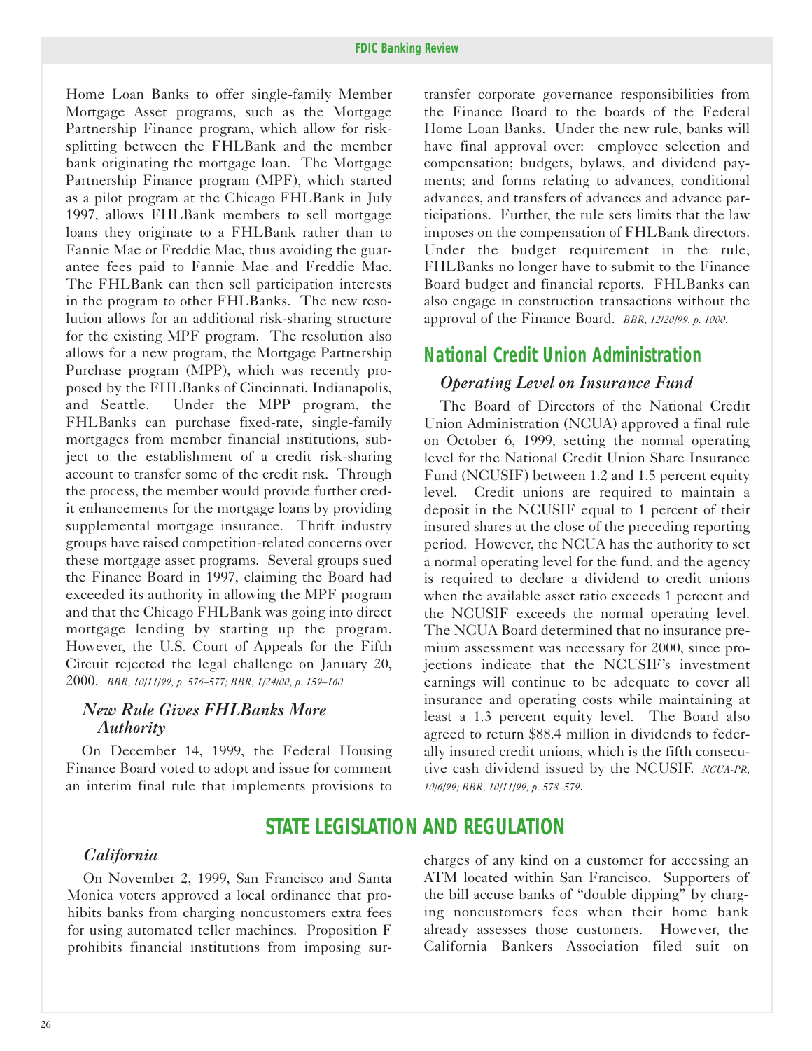Home Loan Banks to offer single-family Member Mortgage Asset programs, such as the Mortgage Partnership Finance program, which allow for risk-splitting between the FHLBank and the member bank originating the mortgage loan. The Mortgage Partnership Finance program (MPF), which started as a pilot program at the Chicago FHLBank in July 1997, allows FHLBank members to sell mortgage loans they originate to a FHLBank rather than to Fannie Mae or Freddie Mac, thus avoiding the guarantee fees paid to Fannie Mae and Freddie Mac. The FHLBank can then sell participation interests in the program to other FHLBanks. The new resolution allows for an additional risk-sharing structure for the existing MPF program. The resolution also allows for a new program, the Mortgage Partnership Purchase program (MPP), which was recently proposed by the FHLBanks of Cincinnati, Indianapolis, and Seattle. Under the MPP program, the FHLBanks can purchase fixed-rate, single-family mortgages from member financial institutions, subject to the establishment of a credit risk-sharing account to transfer some of the credit risk. Through the process, the member would provide further credit enhancements for the mortgage loans by providing supplemental mortgage insurance. Thrift industry groups have raised competition-related concerns over these mortgage asset programs. Several groups sued the Finance Board in 1997, claiming the Board had exceeded its authority in allowing the MPF program and that the Chicago FHLBank was going into direct mortgage lending by starting up the program. However, the U.S. Court of Appeals for the Fifth Circuit rejected the legal challenge on January 20, 2000. *BBR, 10/11/99, p. 576–577; BBR, 1/24/00, p. 159–160.*

### *New Rule Gives FHLBanks More Authority*

On December 14, 1999, the Federal Housing Finance Board voted to adopt and issue for comment an interim final rule that implements provisions to transfer corporate governance responsibilities from the Finance Board to the boards of the Federal Home Loan Banks. Under the new rule, banks will have final approval over: employee selection and compensation; budgets, bylaws, and dividend payments; and forms relating to advances, conditional advances, and transfers of advances and advance participations. Further, the rule sets limits that the law imposes on the compensation of FHLBank directors. Under the budget requirement in the rule, FHLBanks no longer have to submit to the Finance Board budget and financial reports. FHLBanks can also engage in construction transactions without the approval of the Finance Board. *BBR, 12/20/99, p. 1000.*

## National Credit Union Administration

### *Operating Level on Insurance Fund*

The Board of Directors of the National Credit Union Administration (NCUA) approved a final rule on October 6, 1999, setting the normal operating level for the National Credit Union Share Insurance Fund (NCUSIF) between 1.2 and 1.5 percent equity level. Credit unions are required to maintain a deposit in the NCUSIF equal to 1 percent of their insured shares at the close of the preceding reporting period. However, the NCUA has the authority to set a normal operating level for the fund, and the agency is required to declare a dividend to credit unions when the available asset ratio exceeds 1 percent and the NCUSIF exceeds the normal operating level. The NCUA Board determined that no insurance premium assessment was necessary for 2000, since projections indicate that the NCUSIF's investment earnings will continue to be adequate to cover all insurance and operating costs while maintaining at least a 1.3 percent equity level. The Board also agreed to return $88.4 million in dividends to federally insured credit unions, which is the fifth consecutive cash dividend issued by the NCUSIF. *NCUA-PR, 10/6/99; BBR, 10/11/99, p. 578–579.*

# STATE LEGISLATION AND REGULATION

### *California*

On November 2, 1999, San Francisco and Santa Monica voters approved a local ordinance that prohibits banks from charging noncustomers extra fees for using automated teller machines. Proposition F prohibits financial institutions from imposing surcharges of any kind on a customer for accessing an ATM located within San Francisco. Supporters of the bill accuse banks of "double dipping" by charging noncustomers fees when their home bank already assesses those customers. However, the California Bankers Association filed suit on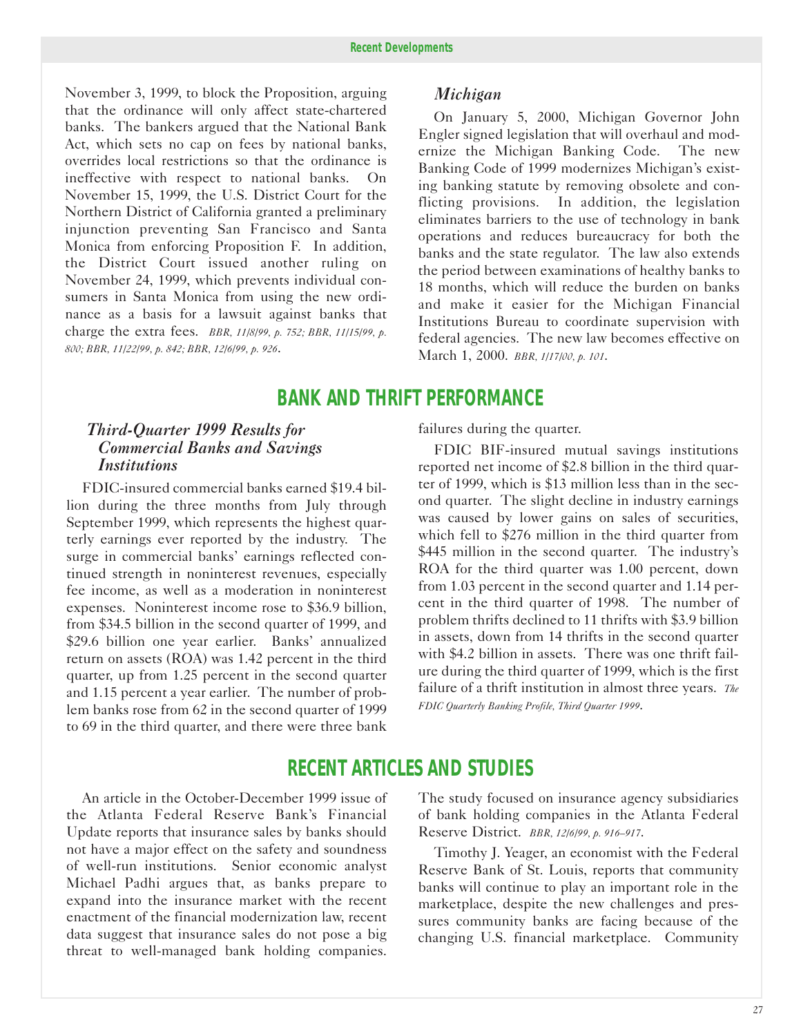November 3, 1999, to block the Proposition, arguing that the ordinance will only affect state-chartered banks. The bankers argued that the National Bank Act, which sets no cap on fees by national banks, overrides local restrictions so that the ordinance is ineffective with respect to national banks. On November 15, 1999, the U.S. District Court for the Northern District of California granted a preliminary injunction preventing San Francisco and Santa Monica from enforcing Proposition F. In addition, the District Court issued another ruling on November 24, 1999, which prevents individual consumers in Santa Monica from using the new ordinance as a basis for a lawsuit against banks that charge the extra fees. *BBR, 11/8/99, p. 752; BBR, 11/15/99, p. 800; BBR, 11/22/99, p. 842; BBR, 12/6/99, p. 926*.

### *Michigan*

On January 5, 2000, Michigan Governor John Engler signed legislation that will overhaul and modernize the Michigan Banking Code. The new Banking Code of 1999 modernizes Michigan's existing banking statute by removing obsolete and conflicting provisions. In addition, the legislation eliminates barriers to the use of technology in bank operations and reduces bureaucracy for both the banks and the state regulator. The law also extends the period between examinations of healthy banks to 18 months, which will reduce the burden on banks and make it easier for the Michigan Financial Institutions Bureau to coordinate supervision with federal agencies. The new law becomes effective on March 1, 2000. *BBR, 1/17/00, p. 101*.

## BANK AND THRIFT PERFORMANCE

### *Third-Quarter 1999 Results for Commercial Banks and Savings Institutions*

FDIC-insured commercial banks earned $19.4 billion during the three months from July through September 1999, which represents the highest quarterly earnings ever reported by the industry. The surge in commercial banks' earnings reflected continued strength in noninterest revenues, especially fee income, as well as a moderation in noninterest expenses. Noninterest income rose to $36.9 billion, from $34.5 billion in the second quarter of 1999, and $29.6 billion one year earlier. Banks' annualized return on assets (ROA) was 1.42 percent in the third quarter, up from 1.25 percent in the second quarter and 1.15 percent a year earlier. The number of problem banks rose from 62 in the second quarter of 1999 to 69 in the third quarter, and there were three bank failures during the quarter.

FDIC BIF-insured mutual savings institutions reported net income of $2.8 billion in the third quarter of 1999, which is $13 million less than in the second quarter. The slight decline in industry earnings was caused by lower gains on sales of securities, which fell to $276 million in the third quarter from $445 million in the second quarter. The industry's ROA for the third quarter was 1.00 percent, down from 1.03 percent in the second quarter and 1.14 percent in the third quarter of 1998. The number of problem thrifts declined to 11 thrifts with $3.9 billion in assets, down from 14 thrifts in the second quarter with $4.2 billion in assets. There was one thrift failure during the third quarter of 1999, which is the first failure of a thrift institution in almost three years. *The FDIC Quarterly Banking Profile, Third Quarter 1999*.

## RECENT ARTICLES AND STUDIES

An article in the October-December 1999 issue of the Atlanta Federal Reserve Bank's Financial Update reports that insurance sales by banks should not have a major effect on the safety and soundness of well-run institutions. Senior economic analyst Michael Padhi argues that, as banks prepare to expand into the insurance market with the recent enactment of the financial modernization law, recent data suggest that insurance sales do not pose a big threat to well-managed bank holding companies. The study focused on insurance agency subsidiaries of bank holding companies in the Atlanta Federal Reserve District. *BBR, 12/6/99, p. 916–917*.

Timothy J. Yeager, an economist with the Federal Reserve Bank of St. Louis, reports that community banks will continue to play an important role in the marketplace, despite the new challenges and pressures community banks are facing because of the changing U.S. financial marketplace. Community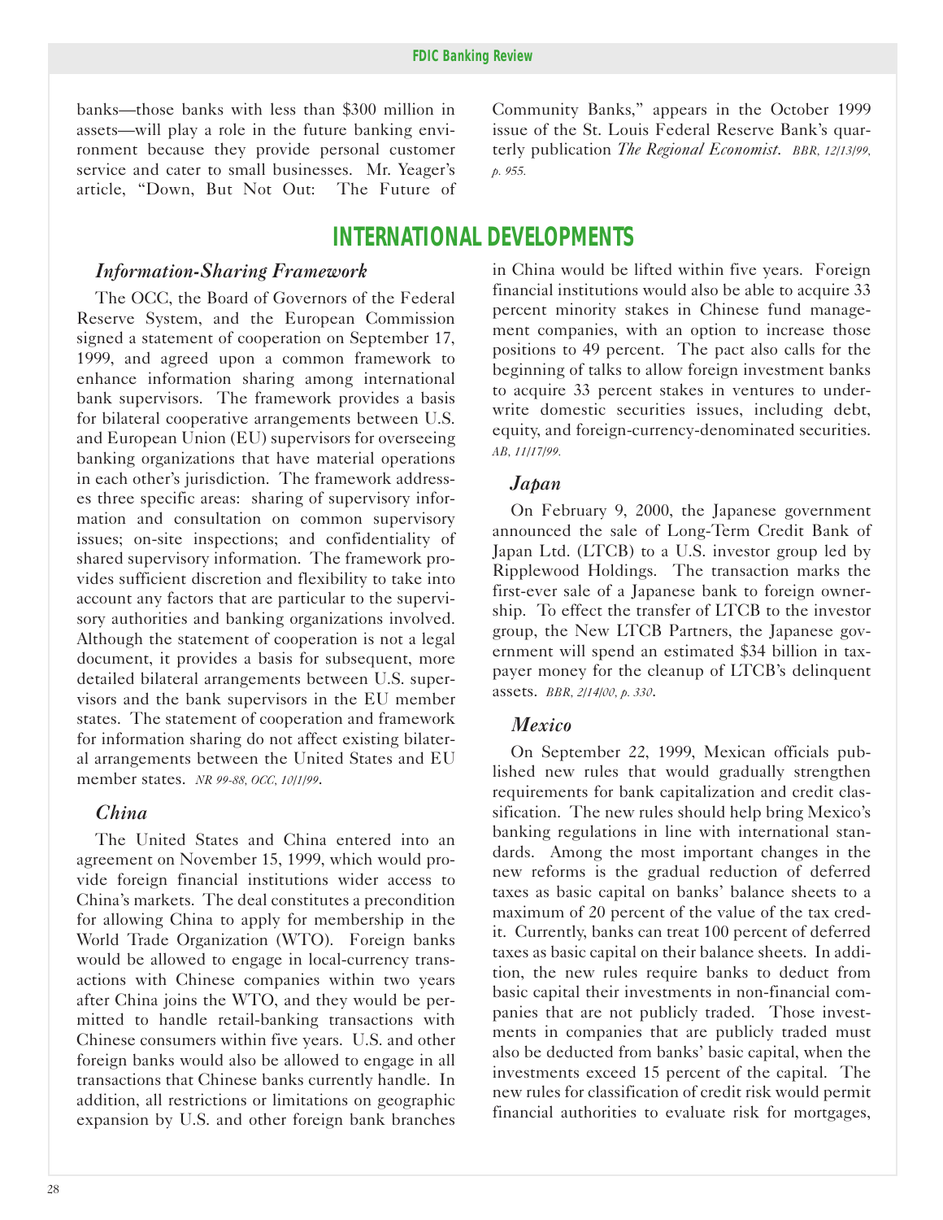banks—those banks with less than $300 million in assets—will play a role in the future banking environment because they provide personal customer service and cater to small businesses. Mr. Yeager's article, "Down, But Not Out: The Future of Community Banks," appears in the October 1999 issue of the St. Louis Federal Reserve Bank's quarterly publication *The Regional Economist*. *BBR, 12/13/99, p. 955.*

## INTERNATIONAL DEVELOPMENTS

### *Information-Sharing Framework*

The OCC, the Board of Governors of the Federal Reserve System, and the European Commission signed a statement of cooperation on September 17, 1999, and agreed upon a common framework to enhance information sharing among international bank supervisors. The framework provides a basis for bilateral cooperative arrangements between U.S. and European Union (EU) supervisors for overseeing banking organizations that have material operations in each other's jurisdiction. The framework addresses three specific areas: sharing of supervisory information and consultation on common supervisory issues; on-site inspections; and confidentiality of shared supervisory information. The framework provides sufficient discretion and flexibility to take into account any factors that are particular to the supervisory authorities and banking organizations involved. Although the statement of cooperation is not a legal document, it provides a basis for subsequent, more detailed bilateral arrangements between U.S. supervisors and the bank supervisors in the EU member states. The statement of cooperation and framework for information sharing do not affect existing bilateral arrangements between the United States and EU member states. *NR 99-88, OCC, 10/1/99.*

### *China*

The United States and China entered into an agreement on November 15, 1999, which would provide foreign financial institutions wider access to China's markets. The deal constitutes a precondition for allowing China to apply for membership in the World Trade Organization (WTO). Foreign banks would be allowed to engage in local-currency transactions with Chinese companies within two years after China joins the WTO, and they would be permitted to handle retail-banking transactions with Chinese consumers within five years. U.S. and other foreign banks would also be allowed to engage in all transactions that Chinese banks currently handle. In addition, all restrictions or limitations on geographic expansion by U.S. and other foreign bank branches in China would be lifted within five years. Foreign financial institutions would also be able to acquire 33 percent minority stakes in Chinese fund management companies, with an option to increase those positions to 49 percent. The pact also calls for the beginning of talks to allow foreign investment banks to acquire 33 percent stakes in ventures to underwrite domestic securities issues, including debt, equity, and foreign-currency-denominated securities. *AB, 11/17/99.*

### *Japan*

On February 9, 2000, the Japanese government announced the sale of Long-Term Credit Bank of Japan Ltd. (LTCB) to a U.S. investor group led by Ripplewood Holdings. The transaction marks the first-ever sale of a Japanese bank to foreign ownership. To effect the transfer of LTCB to the investor group, the New LTCB Partners, the Japanese government will spend an estimated $34 billion in taxpayer money for the cleanup of LTCB's delinquent assets. *BBR, 2/14/00, p. 330.*

### *Mexico*

On September 22, 1999, Mexican officials published new rules that would gradually strengthen requirements for bank capitalization and credit classification. The new rules should help bring Mexico's banking regulations in line with international standards. Among the most important changes in the new reforms is the gradual reduction of deferred taxes as basic capital on banks' balance sheets to a maximum of 20 percent of the value of the tax credit. Currently, banks can treat 100 percent of deferred taxes as basic capital on their balance sheets. In addition, the new rules require banks to deduct from basic capital their investments in non-financial companies that are not publicly traded. Those investments in companies that are publicly traded must also be deducted from banks' basic capital, when the investments exceed 15 percent of the capital. The new rules for classification of credit risk would permit financial authorities to evaluate risk for mortgages,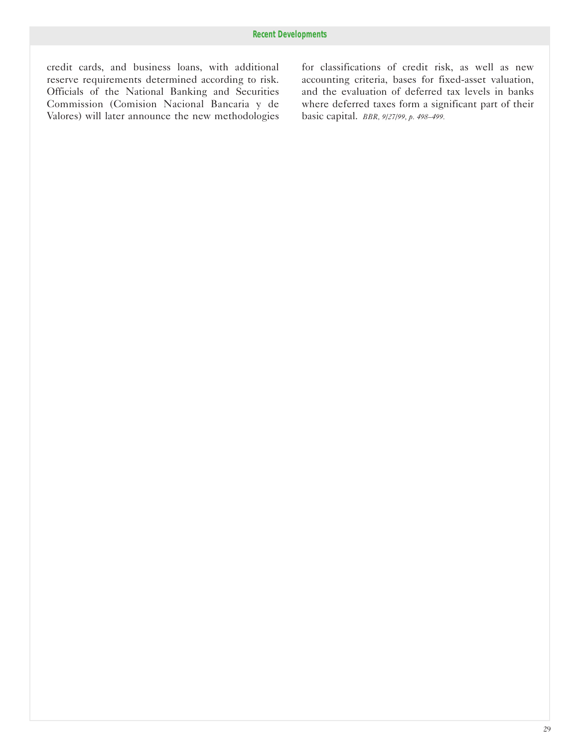credit cards, and business loans, with additional reserve requirements determined according to risk. Officials of the National Banking and Securities Commission (Comision Nacional Bancaria y de Valores) will later announce the new methodologies for classifications of credit risk, as well as new accounting criteria, bases for fixed-asset valuation, and the evaluation of deferred tax levels in banks where deferred taxes form a significant part of their basic capital. *BBR, 9/27/99, p. 498–499.*